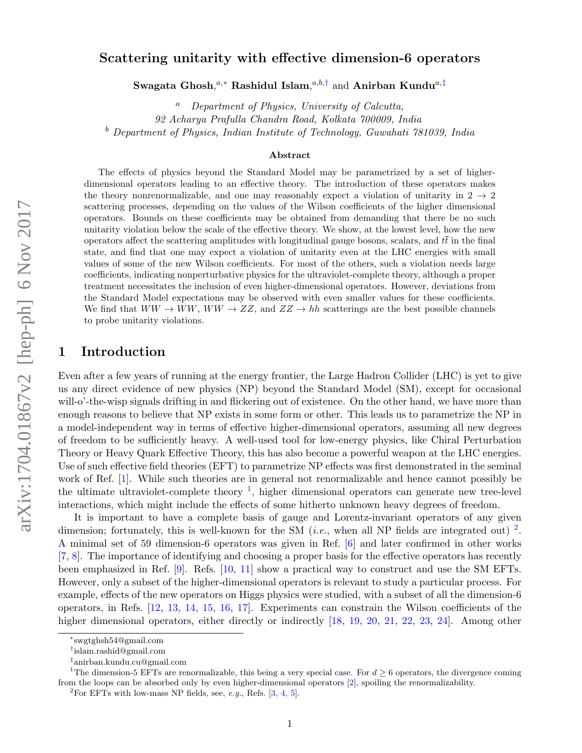# Scattering unitarity with effective dimension-6 operators

**Swagata Ghosh**,[a,*] **Rashidul Islam**,[a,b,†] and **Anirban Kundu**[a,‡]

[a] *Department of Physics, University of Calcutta, 92 Acharya Prafulla Chandra Road, Kolkata 700009, India*

[b] *Department of Physics, Indian Institute of Technology, Guwahati 781039, India*

### Abstract

The effects of physics beyond the Standard Model may be parametrized by a set of higher-dimensional operators leading to an effective theory. The introduction of these operators makes the theory nonrenormalizable, and one may reasonably expect a violation of unitarity in $2 \to 2$ scattering processes, depending on the values of the Wilson coefficients of the higher dimensional operators. Bounds on these coefficients may be obtained from demanding that there be no such unitarity violation below the scale of the effective theory. We show, at the lowest level, how the new operators affect the scattering amplitudes with longitudinal gauge bosons, scalars, and $t\bar{t}$ in the final state, and find that one may expect a violation of unitarity even at the LHC energies with small values of some of the new Wilson coefficients. For most of the others, such a violation needs large coefficients, indicating nonperturbative physics for the ultraviolet-complete theory, although a proper treatment necessitates the inclusion of even higher-dimensional operators. However, deviations from the Standard Model expectations may be observed with even smaller values for these coefficients. We find that $WW \to WW$, $WW \to ZZ$, and $ZZ \to hh$ scatterings are the best possible channels to probe unitarity violations.

## 1 Introduction

Even after a few years of running at the energy frontier, the Large Hadron Collider (LHC) is yet to give us any direct evidence of new physics (NP) beyond the Standard Model (SM), except for occasional will-o'-the-wisp signals drifting in and flickering out of existence. On the other hand, we have more than enough reasons to believe that NP exists in some form or other. This leads us to parametrize the NP in a model-independent way in terms of effective higher-dimensional operators, assuming all new degrees of freedom to be sufficiently heavy. A well-used tool for low-energy physics, like Chiral Perturbation Theory or Heavy Quark Effective Theory, this has also become a powerful weapon at the LHC energies. Use of such effective field theories (EFT) to parametrize NP effects was first demonstrated in the seminal work of Ref. [1]. While such theories are in general not renormalizable and hence cannot possibly be the ultimate ultraviolet-complete theory [1], higher dimensional operators can generate new tree-level interactions, which might include the effects of some hitherto unknown heavy degrees of freedom.

It is important to have a complete basis of gauge and Lorentz-invariant operators of any given dimension; fortunately, this is well-known for the SM (*i.e.*, when all NP fields are integrated out) [2]. A minimal set of 59 dimension-6 operators was given in Ref. [6] and later confirmed in other works [7, 8]. The importance of identifying and choosing a proper basis for the effective operators has recently been emphasized in Ref. [9]. Refs. [10, 11] show a practical way to construct and use the SM EFTs. However, only a subset of the higher-dimensional operators is relevant to study a particular process. For example, effects of the new operators on Higgs physics were studied, with a subset of all the dimension-6 operators, in Refs. [12, 13, 14, 15, 16, 17]. Experiments can constrain the Wilson coefficients of the higher dimensional operators, either directly or indirectly [18, 19, 20, 21, 22, 23, 24]. Among other

---

[*] swgtghsh54@gmail.com

[†] islam.rashid@gmail.com

[‡] anirban.kundu.cu@gmail.com

[1] The dimension-5 EFTs are renormalizable, this being a very special case. For $d \geq 6$ operators, the divergence coming from the loops can be absorbed only by even higher-dimensional operators [2], spoiling the renormalizability.

[2] For EFTs with low-mass NP fields, see, *e.g.*, Refs. [3, 4, 5].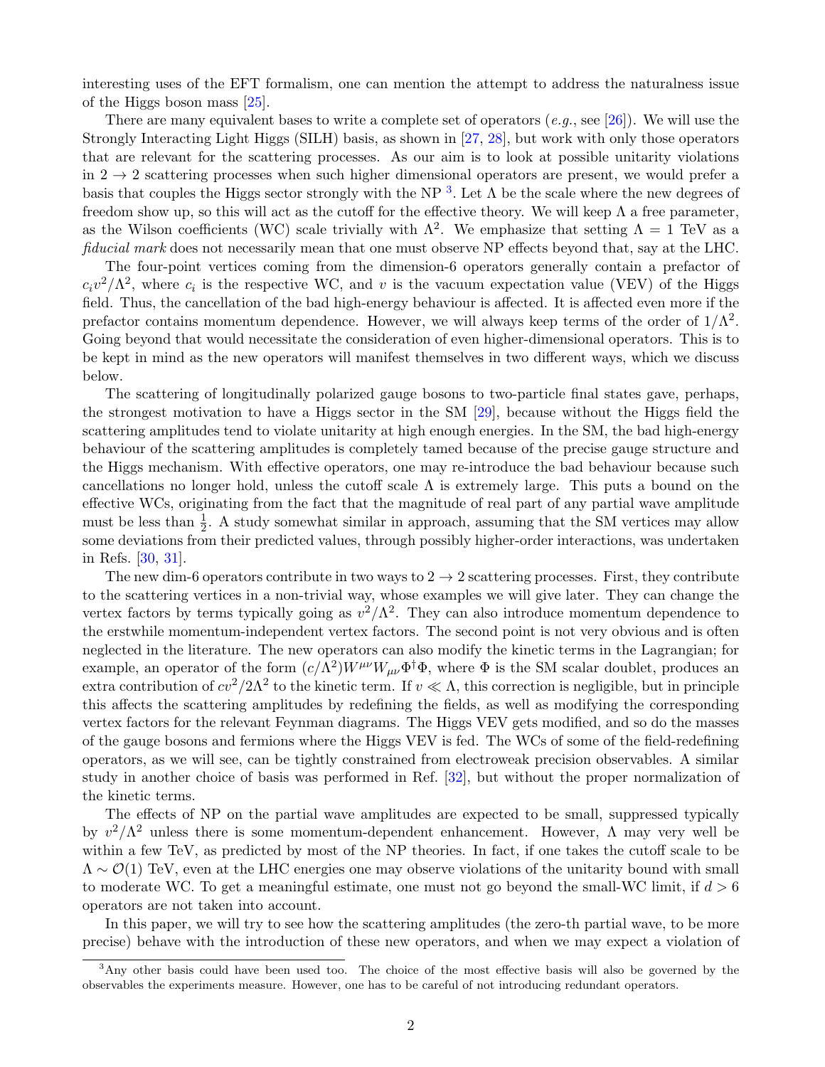interesting uses of the EFT formalism, one can mention the attempt to address the naturalness issue of the Higgs boson mass [25].

There are many equivalent bases to write a complete set of operators (*e.g.*, see [26]). We will use the Strongly Interacting Light Higgs (SILH) basis, as shown in [27, 28], but work with only those operators that are relevant for the scattering processes. As our aim is to look at possible unitarity violations in $2 \to 2$ scattering processes when such higher dimensional operators are present, we would prefer a basis that couples the Higgs sector strongly with the NP [3]. Let $\Lambda$ be the scale where the new degrees of freedom show up, so this will act as the cutoff for the effective theory. We will keep $\Lambda$ a free parameter, as the Wilson coefficients (WC) scale trivially with $\Lambda^2$. We emphasize that setting $\Lambda = 1$ TeV as a *fiducial mark* does not necessarily mean that one must observe NP effects beyond that, say at the LHC.

The four-point vertices coming from the dimension-6 operators generally contain a prefactor of $c_i v^2/\Lambda^2$, where $c_i$ is the respective WC, and $v$ is the vacuum expectation value (VEV) of the Higgs field. Thus, the cancellation of the bad high-energy behaviour is affected. It is affected even more if the prefactor contains momentum dependence. However, we will always keep terms of the order of $1/\Lambda^2$. Going beyond that would necessitate the consideration of even higher-dimensional operators. This is to be kept in mind as the new operators will manifest themselves in two different ways, which we discuss below.

The scattering of longitudinally polarized gauge bosons to two-particle final states gave, perhaps, the strongest motivation to have a Higgs sector in the SM [29], because without the Higgs field the scattering amplitudes tend to violate unitarity at high enough energies. In the SM, the bad high-energy behaviour of the scattering amplitudes is completely tamed because of the precise gauge structure and the Higgs mechanism. With effective operators, one may re-introduce the bad behaviour because such cancellations no longer hold, unless the cutoff scale $\Lambda$ is extremely large. This puts a bound on the effective WCs, originating from the fact that the magnitude of real part of any partial wave amplitude must be less than $\frac{1}{2}$. A study somewhat similar in approach, assuming that the SM vertices may allow some deviations from their predicted values, through possibly higher-order interactions, was undertaken in Refs. [30, 31].

The new dim-6 operators contribute in two ways to $2 \to 2$ scattering processes. First, they contribute to the scattering vertices in a non-trivial way, whose examples we will give later. They can change the vertex factors by terms typically going as $v^2/\Lambda^2$. They can also introduce momentum dependence to the erstwhile momentum-independent vertex factors. The second point is not very obvious and is often neglected in the literature. The new operators can also modify the kinetic terms in the Lagrangian; for example, an operator of the form $(c/\Lambda^2) W^{\mu\nu} W_{\mu\nu} \Phi^\dagger \Phi$, where $\Phi$ is the SM scalar doublet, produces an extra contribution of $cv^2/2\Lambda^2$ to the kinetic term. If $v \ll \Lambda$, this correction is negligible, but in principle this affects the scattering amplitudes by redefining the fields, as well as modifying the corresponding vertex factors for the relevant Feynman diagrams. The Higgs VEV gets modified, and so do the masses of the gauge bosons and fermions where the Higgs VEV is fed. The WCs of some of the field-redefining operators, as we will see, can be tightly constrained from electroweak precision observables. A similar study in another choice of basis was performed in Ref. [32], but without the proper normalization of the kinetic terms.

The effects of NP on the partial wave amplitudes are expected to be small, suppressed typically by $v^2/\Lambda^2$ unless there is some momentum-dependent enhancement. However, $\Lambda$ may very well be within a few TeV, as predicted by most of the NP theories. In fact, if one takes the cutoff scale to be $\Lambda \sim \mathcal{O}(1)$ TeV, even at the LHC energies one may observe violations of the unitarity bound with small to moderate WC. To get a meaningful estimate, one must not go beyond the small-WC limit, if $d > 6$ operators are not taken into account.

In this paper, we will try to see how the scattering amplitudes (the zero-th partial wave, to be more precise) behave with the introduction of these new operators, and when we may expect a violation of

[3] Any other basis could have been used too. The choice of the most effective basis will also be governed by the observables the experiments measure. However, one has to be careful of not introducing redundant operators.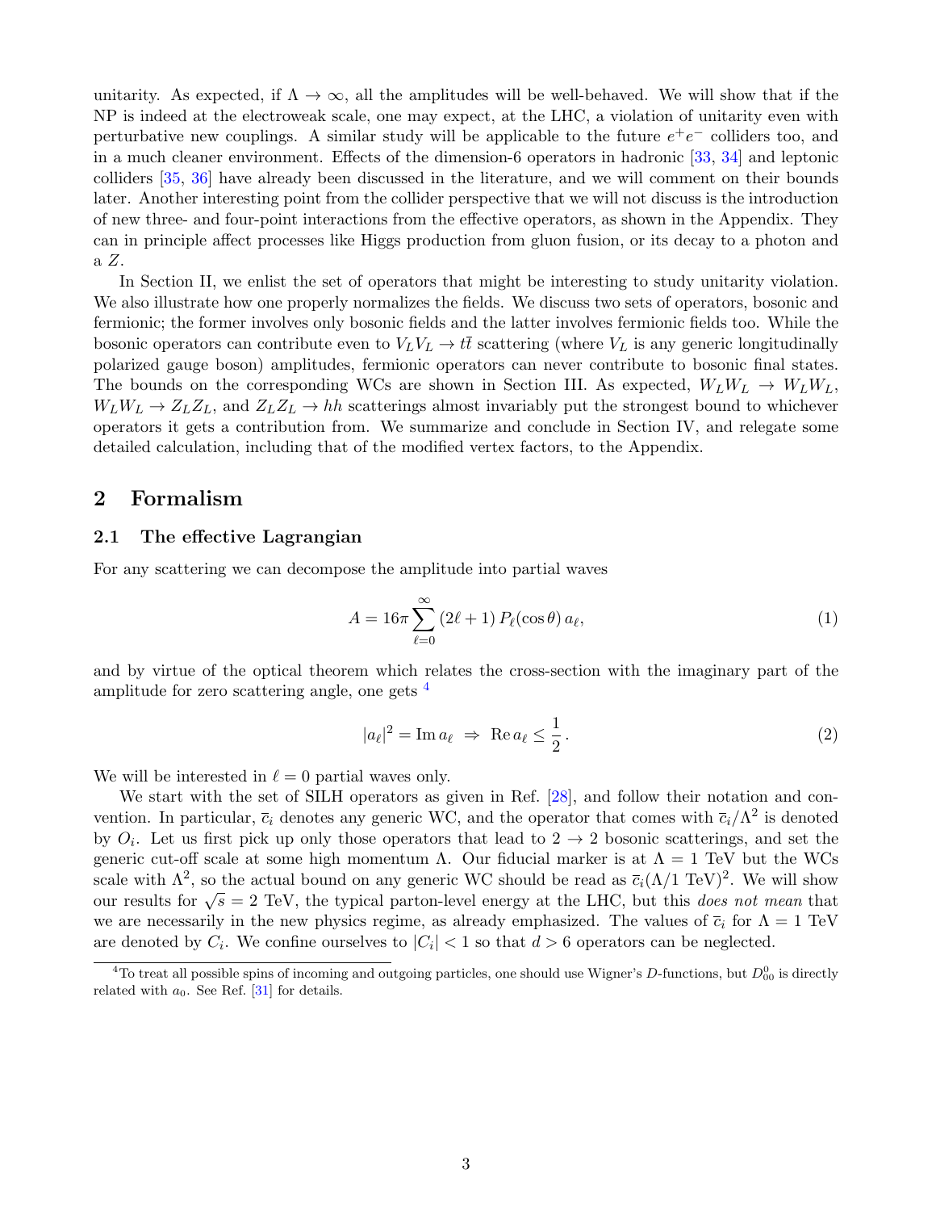unitarity. As expected, if $\Lambda \to \infty$, all the amplitudes will be well-behaved. We will show that if the NP is indeed at the electroweak scale, one may expect, at the LHC, a violation of unitarity even with perturbative new couplings. A similar study will be applicable to the future $e^+e^-$ colliders too, and in a much cleaner environment. Effects of the dimension-6 operators in hadronic [33, 34] and leptonic colliders [35, 36] have already been discussed in the literature, and we will comment on their bounds later. Another interesting point from the collider perspective that we will not discuss is the introduction of new three- and four-point interactions from the effective operators, as shown in the Appendix. They can in principle affect processes like Higgs production from gluon fusion, or its decay to a photon and a $Z$.

In Section II, we enlist the set of operators that might be interesting to study unitarity violation. We also illustrate how one properly normalizes the fields. We discuss two sets of operators, bosonic and fermionic; the former involves only bosonic fields and the latter involves fermionic fields too. While the bosonic operators can contribute even to $V_L V_L \to t\bar{t}$ scattering (where $V_L$ is any generic longitudinally polarized gauge boson) amplitudes, fermionic operators can never contribute to bosonic final states. The bounds on the corresponding WCs are shown in Section III. As expected, $W_L W_L \to W_L W_L$, $W_L W_L \to Z_L Z_L$, and $Z_L Z_L \to hh$ scatterings almost invariably put the strongest bound to whichever operators it gets a contribution from. We summarize and conclude in Section IV, and relegate some detailed calculation, including that of the modified vertex factors, to the Appendix.

## 2 Formalism

### 2.1 The effective Lagrangian

For any scattering we can decompose the amplitude into partial waves

$$A = 16\pi \sum_{\ell=0}^{\infty} (2\ell + 1)\, P_\ell(\cos\theta)\, a_\ell, \tag{1}$$

and by virtue of the optical theorem which relates the cross-section with the imaginary part of the amplitude for zero scattering angle, one gets [4]

$$|a_\ell|^2 = \mathrm{Im}\, a_\ell \;\Rightarrow\; \mathrm{Re}\, a_\ell \leq \frac{1}{2}. \tag{2}$$

We will be interested in $\ell = 0$ partial waves only.

We start with the set of SILH operators as given in Ref. [28], and follow their notation and convention. In particular, $\bar{c}_i$ denotes any generic WC, and the operator that comes with $\bar{c}_i/\Lambda^2$ is denoted by $O_i$. Let us first pick up only those operators that lead to $2 \to 2$ bosonic scatterings, and set the generic cut-off scale at some high momentum $\Lambda$. Our fiducial marker is at $\Lambda = 1$ TeV but the WCs scale with $\Lambda^2$, so the actual bound on any generic WC should be read as $\bar{c}_i(\Lambda/1\text{ TeV})^2$. We will show our results for $\sqrt{s} = 2$ TeV, the typical parton-level energy at the LHC, but this *does not mean* that we are necessarily in the new physics regime, as already emphasized. The values of $\bar{c}_i$ for $\Lambda = 1$ TeV are denoted by $C_i$. We confine ourselves to $|C_i| < 1$ so that $d > 6$ operators can be neglected.

[4] To treat all possible spins of incoming and outgoing particles, one should use Wigner's $D$-functions, but $D^0_{00}$ is directly related with $a_0$. See Ref. [31] for details.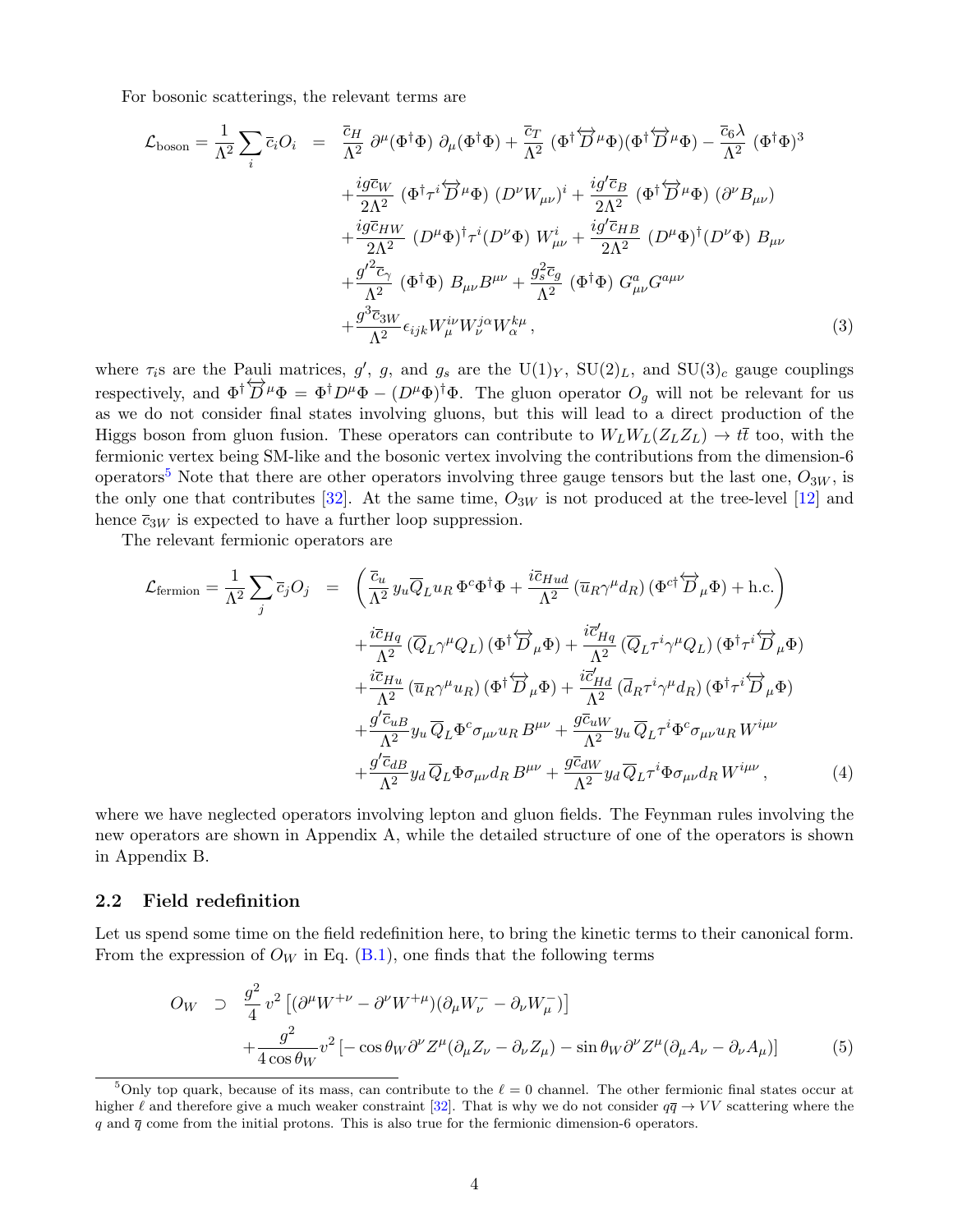For bosonic scatterings, the relevant terms are

$$
\begin{aligned}
\mathcal{L}_{\rm boson} = \frac{1}{\Lambda^2}\sum_i \overline{c}_i O_i \;\; = \;\; & \frac{\overline{c}_H}{\Lambda^2}\, \partial^\mu(\Phi^\dagger\Phi)\,\partial_\mu(\Phi^\dagger\Phi) + \frac{\overline{c}_T}{\Lambda^2}\,(\Phi^\dagger \overleftrightarrow{D}^\mu\Phi)(\Phi^\dagger \overleftrightarrow{D}^\mu\Phi) - \frac{\overline{c}_6\lambda}{\Lambda^2}\,(\Phi^\dagger\Phi)^3 \\
& + \frac{ig\overline{c}_W}{2\Lambda^2}\,(\Phi^\dagger\tau^i\overleftrightarrow{D}^\mu\Phi)\,(D^\nu W_{\mu\nu})^i + \frac{ig'\overline{c}_B}{2\Lambda^2}\,(\Phi^\dagger\overleftrightarrow{D}^\mu\Phi)\,(\partial^\nu B_{\mu\nu}) \\
& + \frac{ig\overline{c}_{HW}}{2\Lambda^2}\,(D^\mu\Phi)^\dagger\tau^i(D^\nu\Phi)\,W^i_{\mu\nu} + \frac{ig'\overline{c}_{HB}}{2\Lambda^2}\,(D^\mu\Phi)^\dagger(D^\nu\Phi)\,B_{\mu\nu} \\
& + \frac{g'^2\overline{c}_\gamma}{\Lambda^2}\,(\Phi^\dagger\Phi)\,B_{\mu\nu}B^{\mu\nu} + \frac{g_s^2\overline{c}_g}{\Lambda^2}\,(\Phi^\dagger\Phi)\,G^a_{\mu\nu}G^{a\mu\nu} \\
& + \frac{g^3\overline{c}_{3W}}{\Lambda^2}\epsilon_{ijk}W^{i\nu}_{\mu}W^{j\alpha}_{\nu}W^{k\mu}_{\alpha}\,,
\end{aligned}
\tag{3}
$$

where $\tau_i$s are the Pauli matrices, $g'$, $g$, and $g_s$ are the $\mathrm{U}(1)_Y$, $\mathrm{SU}(2)_L$, and $\mathrm{SU}(3)_c$ gauge couplings respectively, and $\Phi^\dagger\overleftrightarrow{D}^\mu\Phi = \Phi^\dagger D^\mu\Phi - (D^\mu\Phi)^\dagger\Phi$. The gluon operator $O_g$ will not be relevant for us as we do not consider final states involving gluons, but this will lead to a direct production of the Higgs boson from gluon fusion. These operators can contribute to $W_LW_L(Z_LZ_L)\to t\overline{t}$ too, with the fermionic vertex being SM-like and the bosonic vertex involving the contributions from the dimension-6 operators[5] Note that there are other operators involving three gauge tensors but the last one, $O_{3W}$, is the only one that contributes [32]. At the same time, $O_{3W}$ is not produced at the tree-level [12] and hence $\overline{c}_{3W}$ is expected to have a further loop suppression.

The relevant fermionic operators are

$$
\begin{aligned}
\mathcal{L}_{\rm fermion} = \frac{1}{\Lambda^2}\sum_j \overline{c}_j O_j \;\; = \;\; & \left(\frac{\overline{c}_u}{\Lambda^2}\,y_u\overline{Q}_L u_R\,\Phi^c\Phi^\dagger\Phi + \frac{i\overline{c}_{Hud}}{\Lambda^2}\,(\overline{u}_R\gamma^\mu d_R)\,(\Phi^{c\dagger}\overleftrightarrow{D}_\mu\Phi) + \text{h.c.}\right) \\
& + \frac{i\overline{c}_{Hq}}{\Lambda^2}\,(\overline{Q}_L\gamma^\mu Q_L)\,(\Phi^\dagger\overleftrightarrow{D}_\mu\Phi) + \frac{i\overline{c}'_{Hq}}{\Lambda^2}\,(\overline{Q}_L\tau^i\gamma^\mu Q_L)\,(\Phi^\dagger\tau^i\overleftrightarrow{D}_\mu\Phi) \\
& + \frac{i\overline{c}_{Hu}}{\Lambda^2}\,(\overline{u}_R\gamma^\mu u_R)\,(\Phi^\dagger\overleftrightarrow{D}_\mu\Phi) + \frac{i\overline{c}'_{Hd}}{\Lambda^2}\,(\overline{d}_R\tau^i\gamma^\mu d_R)\,(\Phi^\dagger\tau^i\overleftrightarrow{D}_\mu\Phi) \\
& + \frac{g'\overline{c}_{uB}}{\Lambda^2}y_u\,\overline{Q}_L\Phi^c\sigma_{\mu\nu}u_R\,B^{\mu\nu} + \frac{g\overline{c}_{uW}}{\Lambda^2}y_u\,\overline{Q}_L\tau^i\Phi^c\sigma_{\mu\nu}u_R\,W^{i\mu\nu} \\
& + \frac{g'\overline{c}_{dB}}{\Lambda^2}y_d\,\overline{Q}_L\Phi\sigma_{\mu\nu}d_R\,B^{\mu\nu} + \frac{g\overline{c}_{dW}}{\Lambda^2}y_d\,\overline{Q}_L\tau^i\Phi\sigma_{\mu\nu}d_R\,W^{i\mu\nu}\,,
\end{aligned}
\tag{4}
$$

where we have neglected operators involving lepton and gluon fields. The Feynman rules involving the new operators are shown in Appendix A, while the detailed structure of one of the operators is shown in Appendix B.

## 2.2 Field redefinition

Let us spend some time on the field redefinition here, to bring the kinetic terms to their canonical form. From the expression of $O_W$ in Eq. (B.1), one finds that the following terms

$$
\begin{aligned}
O_W \;\supset\; & \frac{g^2}{4}\,v^2\left[(\partial^\mu W^{+\nu} - \partial^\nu W^{+\mu})(\partial_\mu W^-_\nu - \partial_\nu W^-_\mu)\right] \\
& + \frac{g^2}{4\cos\theta_W}v^2\left[-\cos\theta_W\partial^\nu Z^\mu(\partial_\mu Z_\nu - \partial_\nu Z_\mu) - \sin\theta_W\partial^\nu Z^\mu(\partial_\mu A_\nu - \partial_\nu A_\mu)\right]
\end{aligned}
\tag{5}
$$

[5] Only top quark, because of its mass, can contribute to the $\ell=0$ channel. The other fermionic final states occur at higher $\ell$ and therefore give a much weaker constraint [32]. That is why we do not consider $q\overline{q}\to VV$ scattering where the $q$ and $\overline{q}$ come from the initial protons. This is also true for the fermionic dimension-6 operators.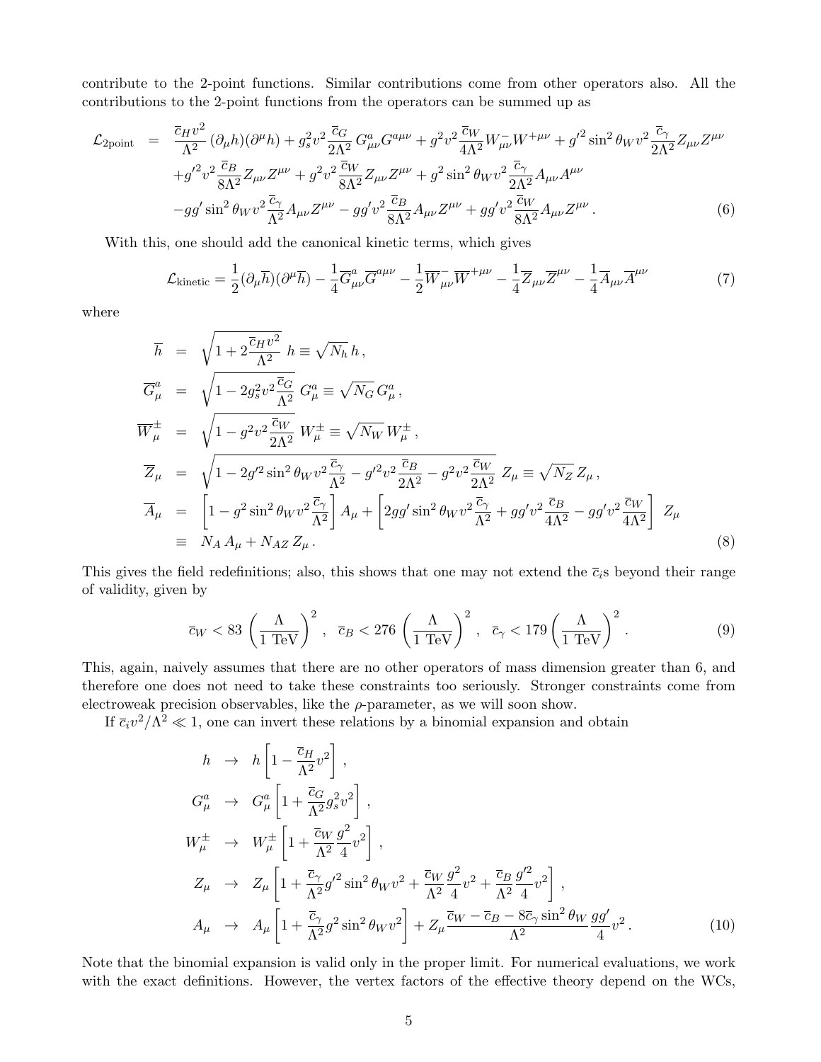contribute to the 2-point functions. Similar contributions come from other operators also. All the contributions to the 2-point functions from the operators can be summed up as

$$
\begin{aligned}
\mathcal{L}_{\rm 2point} \;=\; & \frac{\overline{c}_H v^2}{\Lambda^2}\,(\partial_\mu h)(\partial^\mu h) + g_s^2 v^2 \frac{\overline{c}_G}{2\Lambda^2}\, G^a_{\mu\nu}G^{a\mu\nu} + g^2 v^2 \frac{\overline{c}_W}{4\Lambda^2} W^-_{\mu\nu}W^{+\mu\nu} + g'^2 \sin^2\theta_W v^2 \frac{\overline{c}_\gamma}{2\Lambda^2} Z_{\mu\nu}Z^{\mu\nu} \\
& + g'^2 v^2 \frac{\overline{c}_B}{8\Lambda^2} Z_{\mu\nu}Z^{\mu\nu} + g^2 v^2 \frac{\overline{c}_W}{8\Lambda^2} Z_{\mu\nu}Z^{\mu\nu} + g^2 \sin^2\theta_W v^2 \frac{\overline{c}_\gamma}{2\Lambda^2} A_{\mu\nu}A^{\mu\nu} \\
& - g g' \sin^2\theta_W v^2 \frac{\overline{c}_\gamma}{\Lambda^2} A_{\mu\nu}Z^{\mu\nu} - g g' v^2 \frac{\overline{c}_B}{8\Lambda^2} A_{\mu\nu}Z^{\mu\nu} + g g' v^2 \frac{\overline{c}_W}{8\Lambda^2} A_{\mu\nu}Z^{\mu\nu}\,. \qquad (6)
\end{aligned}
$$

With this, one should add the canonical kinetic terms, which gives

$$
\mathcal{L}_{\rm kinetic} = \frac{1}{2}(\partial_\mu \overline{h})(\partial^\mu \overline{h}) - \frac{1}{4}\overline{G}^a_{\mu\nu}\overline{G}^{a\mu\nu} - \frac{1}{2}\overline{W}^-_{\mu\nu}\overline{W}^{+\mu\nu} - \frac{1}{4}\overline{Z}_{\mu\nu}\overline{Z}^{\mu\nu} - \frac{1}{4}\overline{A}_{\mu\nu}\overline{A}^{\mu\nu} \qquad (7)
$$

where

$$
\begin{aligned}
\overline{h} &= \sqrt{1 + 2\frac{\overline{c}_H v^2}{\Lambda^2}}\; h \equiv \sqrt{N_h}\, h\,, \\
\overline{G}^a_\mu &= \sqrt{1 - 2 g_s^2 v^2 \frac{\overline{c}_G}{\Lambda^2}}\; G^a_\mu \equiv \sqrt{N_G}\, G^a_\mu\,, \\
\overline{W}^\pm_\mu &= \sqrt{1 - g^2 v^2 \frac{\overline{c}_W}{2\Lambda^2}}\; W^\pm_\mu \equiv \sqrt{N_W}\, W^\pm_\mu\,, \\
\overline{Z}_\mu &= \sqrt{1 - 2 g'^2 \sin^2\theta_W v^2 \frac{\overline{c}_\gamma}{\Lambda^2} - g'^2 v^2 \frac{\overline{c}_B}{2\Lambda^2} - g^2 v^2 \frac{\overline{c}_W}{2\Lambda^2}}\; Z_\mu \equiv \sqrt{N_Z}\, Z_\mu\,, \\
\overline{A}_\mu &= \left[1 - g^2 \sin^2\theta_W v^2 \frac{\overline{c}_\gamma}{\Lambda^2}\right] A_\mu + \left[2 g g' \sin^2\theta_W v^2 \frac{\overline{c}_\gamma}{\Lambda^2} + g g' v^2 \frac{\overline{c}_B}{4\Lambda^2} - g g' v^2 \frac{\overline{c}_W}{4\Lambda^2}\right]\; Z_\mu \\
&\equiv N_A\, A_\mu + N_{AZ}\, Z_\mu\,. \qquad (8)
\end{aligned}
$$

This gives the field redefinitions; also, this shows that one may not extend the $\overline{c}_i$s beyond their range of validity, given by

$$
\overline{c}_W < 83 \left(\frac{\Lambda}{1~\text{TeV}}\right)^2\,,\quad \overline{c}_B < 276 \left(\frac{\Lambda}{1~\text{TeV}}\right)^2\,,\quad \overline{c}_\gamma < 179 \left(\frac{\Lambda}{1~\text{TeV}}\right)^2\,. \qquad (9)
$$

This, again, naively assumes that there are no other operators of mass dimension greater than 6, and therefore one does not need to take these constraints too seriously. Stronger constraints come from electroweak precision observables, like the $\rho$-parameter, as we will soon show.

If $\overline{c}_i v^2/\Lambda^2 \ll 1$, one can invert these relations by a binomial expansion and obtain

$$
\begin{aligned}
h &\to h\left[1 - \frac{\overline{c}_H}{\Lambda^2} v^2\right]\,, \\
G^a_\mu &\to G^a_\mu \left[1 + \frac{\overline{c}_G}{\Lambda^2} g_s^2 v^2\right]\,, \\
W^\pm_\mu &\to W^\pm_\mu \left[1 + \frac{\overline{c}_W}{\Lambda^2}\frac{g^2}{4} v^2\right]\,, \\
Z_\mu &\to Z_\mu \left[1 + \frac{\overline{c}_\gamma}{\Lambda^2} g'^2 \sin^2\theta_W v^2 + \frac{\overline{c}_W}{\Lambda^2}\frac{g^2}{4} v^2 + \frac{\overline{c}_B}{\Lambda^2}\frac{g'^2}{4} v^2\right]\,, \\
A_\mu &\to A_\mu \left[1 + \frac{\overline{c}_\gamma}{\Lambda^2} g^2 \sin^2\theta_W v^2\right] + Z_\mu \frac{\overline{c}_W - \overline{c}_B - 8\overline{c}_\gamma \sin^2\theta_W}{\Lambda^2}\frac{g g'}{4} v^2\,. \qquad (10)
\end{aligned}
$$

Note that the binomial expansion is valid only in the proper limit. For numerical evaluations, we work with the exact definitions. However, the vertex factors of the effective theory depend on the WCs,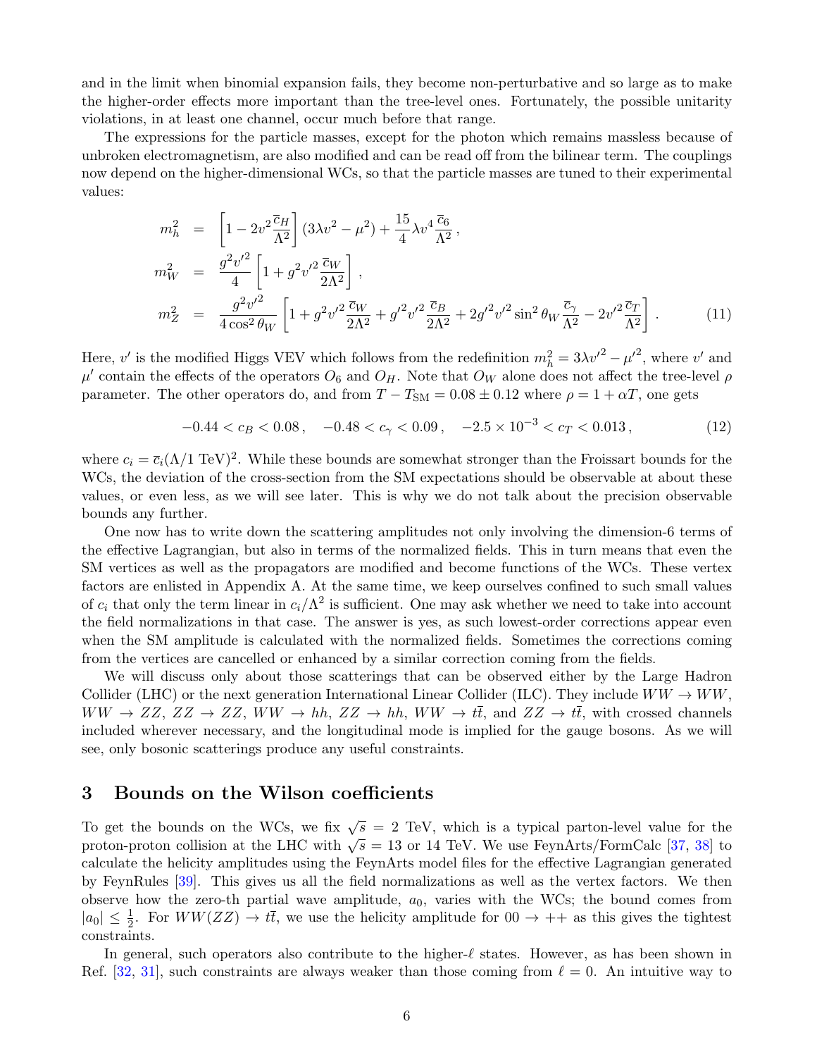and in the limit when binomial expansion fails, they become non-perturbative and so large as to make the higher-order effects more important than the tree-level ones. Fortunately, the possible unitarity violations, in at least one channel, occur much before that range.

The expressions for the particle masses, except for the photon which remains massless because of unbroken electromagnetism, are also modified and can be read off from the bilinear term. The couplings now depend on the higher-dimensional WCs, so that the particle masses are tuned to their experimental values:

$$
\begin{aligned}
m_h^2 &= \left[1 - 2v^2\frac{\overline{c}_H}{\Lambda^2}\right](3\lambda v^2 - \mu^2) + \frac{15}{4}\lambda v^4 \frac{\overline{c}_6}{\Lambda^2}\,, \\
m_W^2 &= \frac{g^2 v'^2}{4}\left[1 + g^2 v'^2 \frac{\overline{c}_W}{2\Lambda^2}\right], \\
m_Z^2 &= \frac{g^2 v'^2}{4\cos^2\theta_W}\left[1 + g^2 v'^2\frac{\overline{c}_W}{2\Lambda^2} + g'^2 v'^2 \frac{\overline{c}_B}{2\Lambda^2} + 2g'^2 v'^2 \sin^2\theta_W \frac{\overline{c}_\gamma}{\Lambda^2} - 2v'^2\frac{\overline{c}_T}{\Lambda^2}\right].
\end{aligned}
\tag{11}
$$

Here, $v'$ is the modified Higgs VEV which follows from the redefinition $m_h^2 = 3\lambda v'^2 - \mu'^2$, where $v'$ and $\mu'$ contain the effects of the operators $O_6$ and $O_H$. Note that $O_W$ alone does not affect the tree-level $\rho$ parameter. The other operators do, and from $T - T_{\rm SM} = 0.08 \pm 0.12$ where $\rho = 1 + \alpha T$, one gets

$$
-0.44 < c_B < 0.08\,, \quad -0.48 < c_\gamma < 0.09\,, \quad -2.5\times 10^{-3} < c_T < 0.013\,,
\tag{12}
$$

where $c_i = \overline{c}_i(\Lambda/1 \text{ TeV})^2$. While these bounds are somewhat stronger than the Froissart bounds for the WCs, the deviation of the cross-section from the SM expectations should be observable at about these values, or even less, as we will see later. This is why we do not talk about the precision observable bounds any further.

One now has to write down the scattering amplitudes not only involving the dimension-6 terms of the effective Lagrangian, but also in terms of the normalized fields. This in turn means that even the SM vertices as well as the propagators are modified and become functions of the WCs. These vertex factors are enlisted in Appendix A. At the same time, we keep ourselves confined to such small values of $c_i$ that only the term linear in $c_i/\Lambda^2$ is sufficient. One may ask whether we need to take into account the field normalizations in that case. The answer is yes, as such lowest-order corrections appear even when the SM amplitude is calculated with the normalized fields. Sometimes the corrections coming from the vertices are cancelled or enhanced by a similar correction coming from the fields.

We will discuss only about those scatterings that can be observed either by the Large Hadron Collider (LHC) or the next generation International Linear Collider (ILC). They include $WW \to WW$, $WW \to ZZ$, $ZZ \to ZZ$, $WW \to hh$, $ZZ \to hh$, $WW \to t\bar{t}$, and $ZZ \to t\bar{t}$, with crossed channels included wherever necessary, and the longitudinal mode is implied for the gauge bosons. As we will see, only bosonic scatterings produce any useful constraints.

## 3 Bounds on the Wilson coefficients

To get the bounds on the WCs, we fix $\sqrt{s} = 2$ TeV, which is a typical parton-level value for the proton-proton collision at the LHC with $\sqrt{s} = 13$ or 14 TeV. We use FeynArts/FormCalc [37, 38] to calculate the helicity amplitudes using the FeynArts model files for the effective Lagrangian generated by FeynRules [39]. This gives us all the field normalizations as well as the vertex factors. We then observe how the zero-th partial wave amplitude, $a_0$, varies with the WCs; the bound comes from $|a_0| \le \frac{1}{2}$. For $WW(ZZ) \to t\bar{t}$, we use the helicity amplitude for $00 \to ++$ as this gives the tightest constraints.

In general, such operators also contribute to the higher-$\ell$ states. However, as has been shown in Ref. [32, 31], such constraints are always weaker than those coming from $\ell = 0$. An intuitive way to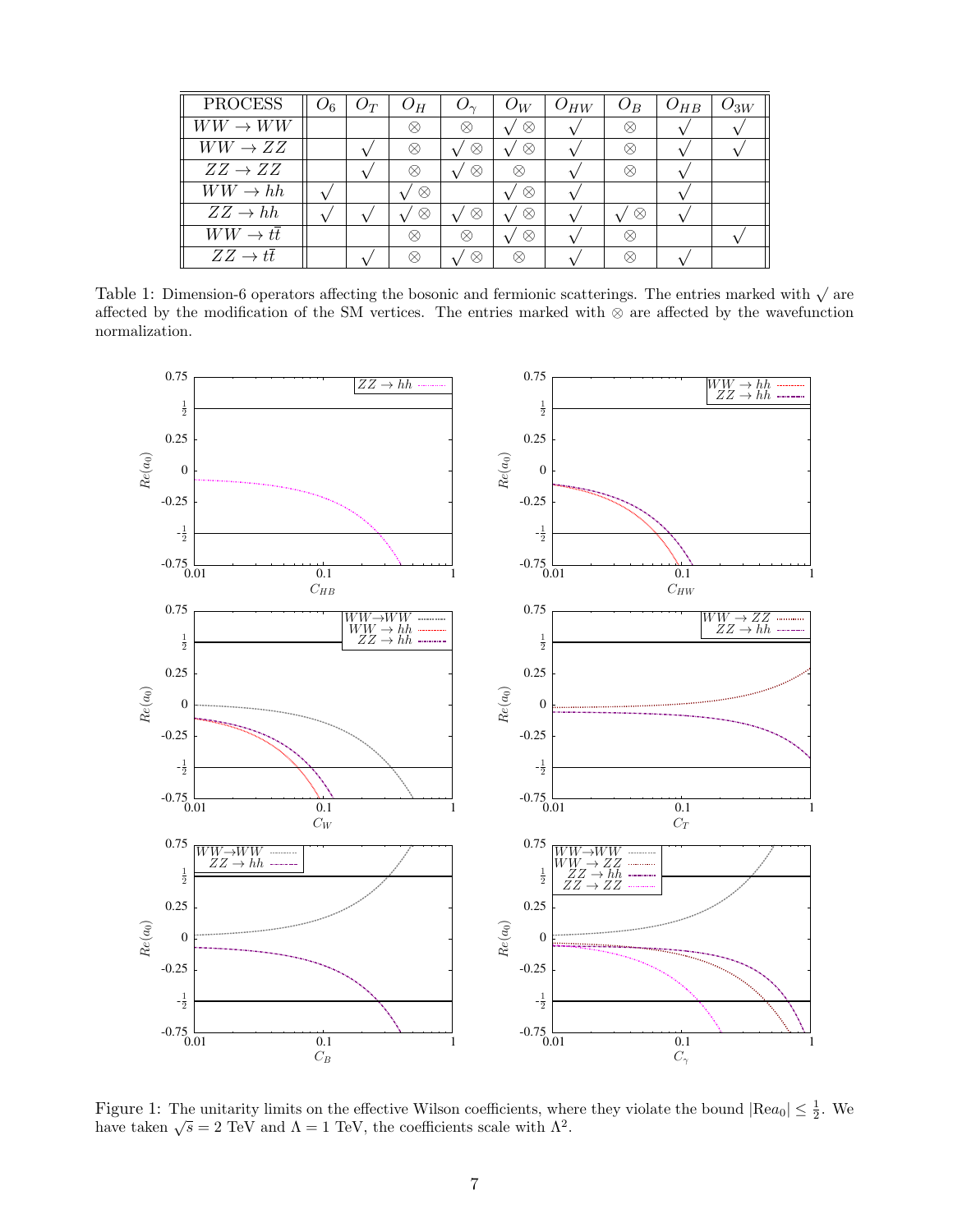| PROCESS | $O_6$ | $O_T$ | $O_H$ | $O_\gamma$ | $O_W$ | $O_{HW}$ | $O_B$ | $O_{HB}$ | $O_{3W}$ |
|---|---|---|---|---|---|---|---|---|---|
| $WW \to WW$ | | | $\otimes$ | $\otimes$ | $\surd\otimes$ | $\surd$ | $\otimes$ | $\surd$ | $\surd$ |
| $WW \to ZZ$ | | $\surd$ | $\otimes$ | $\surd\otimes$ | $\surd\otimes$ | $\surd$ | $\otimes$ | $\surd$ | $\surd$ |
| $ZZ \to ZZ$ | | $\surd$ | $\otimes$ | $\surd\otimes$ | $\otimes$ | $\surd$ | $\otimes$ | $\surd$ | |
| $WW \to hh$ | $\surd$ | | $\surd\otimes$ | | $\surd\otimes$ | $\surd$ | | $\surd$ | |
| $ZZ \to hh$ | $\surd$ | $\surd$ | $\surd\otimes$ | $\surd\otimes$ | $\surd\otimes$ | $\surd$ | $\surd\otimes$ | $\surd$ | |
| $WW \to t\bar{t}$ | | | $\otimes$ | $\otimes$ | $\surd\otimes$ | $\surd$ | $\otimes$ | | $\surd$ |
| $ZZ \to t\bar{t}$ | | $\surd$ | $\otimes$ | $\surd\otimes$ | $\otimes$ | $\surd$ | $\otimes$ | $\surd$ | |

Table 1: Dimension-6 operators affecting the bosonic and fermionic scatterings. The entries marked with $\surd$ are affected by the modification of the SM vertices. The entries marked with $\otimes$ are affected by the wavefunction normalization.

Figure 1: The unitarity limits on the effective Wilson coefficients, where they violate the bound $|\mathrm{Re} a_0| \leq \frac{1}{2}$. We have taken $\sqrt{s} = 2$ TeV and $\Lambda = 1$ TeV, the coefficients scale with $\Lambda^2$.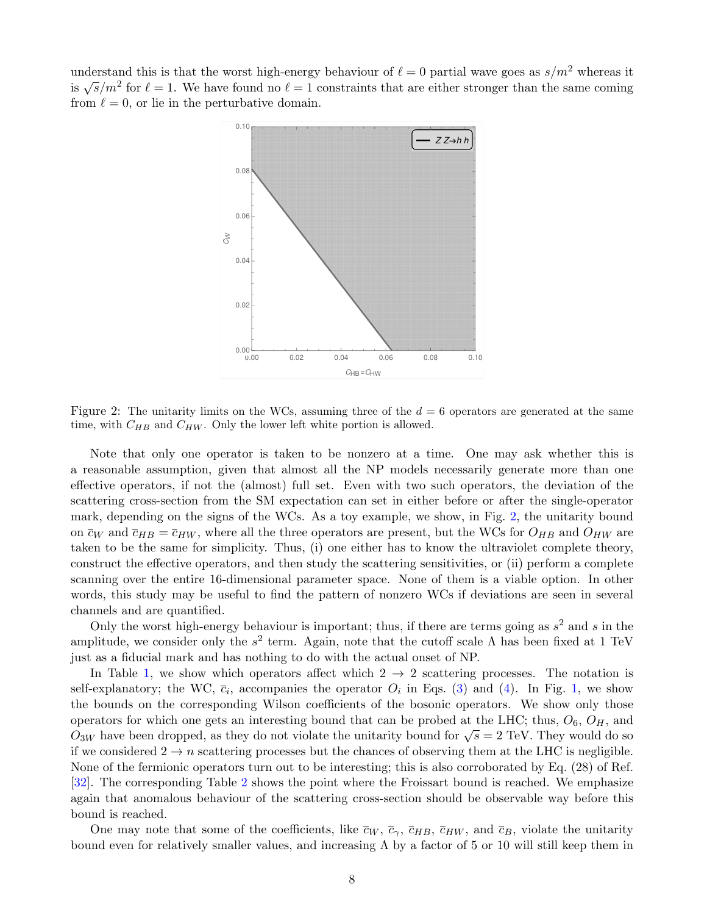understand this is that the worst high-energy behaviour of $\ell = 0$ partial wave goes as $s/m^2$ whereas it is $\sqrt{s}/m^2$ for $\ell = 1$. We have found no $\ell = 1$ constraints that are either stronger than the same coming from $\ell = 0$, or lie in the perturbative domain.

Figure 2: The unitarity limits on the WCs, assuming three of the $d = 6$ operators are generated at the same time, with $C_{HB}$ and $C_{HW}$. Only the lower left white portion is allowed.

Note that only one operator is taken to be nonzero at a time. One may ask whether this is a reasonable assumption, given that almost all the NP models necessarily generate more than one effective operators, if not the (almost) full set. Even with two such operators, the deviation of the scattering cross-section from the SM expectation can set in either before or after the single-operator mark, depending on the signs of the WCs. As a toy example, we show, in Fig. 2, the unitarity bound on $\bar{c}_W$ and $\bar{c}_{HB} = \bar{c}_{HW}$, where all the three operators are present, but the WCs for $O_{HB}$ and $O_{HW}$ are taken to be the same for simplicity. Thus, (i) one either has to know the ultraviolet complete theory, construct the effective operators, and then study the scattering sensitivities, or (ii) perform a complete scanning over the entire 16-dimensional parameter space. None of them is a viable option. In other words, this study may be useful to find the pattern of nonzero WCs if deviations are seen in several channels and are quantified.

Only the worst high-energy behaviour is important; thus, if there are terms going as $s^2$ and $s$ in the amplitude, we consider only the $s^2$ term. Again, note that the cutoff scale $\Lambda$ has been fixed at 1 TeV just as a fiducial mark and has nothing to do with the actual onset of NP.

In Table 1, we show which operators affect which $2 \to 2$ scattering processes. The notation is self-explanatory; the WC, $\bar{c}_i$, accompanies the operator $O_i$ in Eqs. (3) and (4). In Fig. 1, we show the bounds on the corresponding Wilson coefficients of the bosonic operators. We show only those operators for which one gets an interesting bound that can be probed at the LHC; thus, $O_6$, $O_H$, and $O_{3W}$ have been dropped, as they do not violate the unitarity bound for $\sqrt{s} = 2$ TeV. They would do so if we considered $2 \to n$ scattering processes but the chances of observing them at the LHC is negligible. None of the fermionic operators turn out to be interesting; this is also corroborated by Eq. (28) of Ref. [32]. The corresponding Table 2 shows the point where the Froissart bound is reached. We emphasize again that anomalous behaviour of the scattering cross-section should be observable way before this bound is reached.

One may note that some of the coefficients, like $\bar{c}_W$, $\bar{c}_\gamma$, $\bar{c}_{HB}$, $\bar{c}_{HW}$, and $\bar{c}_B$, violate the unitarity bound even for relatively smaller values, and increasing $\Lambda$ by a factor of 5 or 10 will still keep them in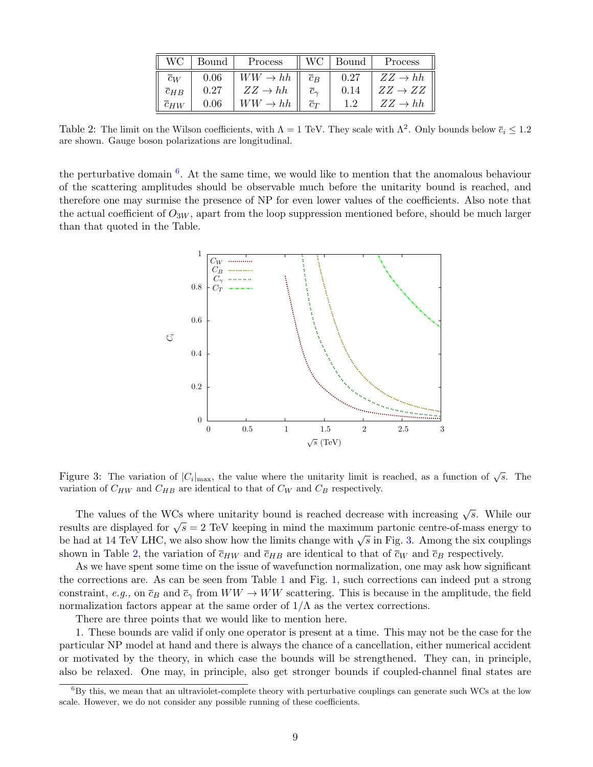| WC | Bound | Process | WC | Bound | Process |
|---|---|---|---|---|---|
| $\bar{c}_W$ | 0.06 | $WW \to hh$ | $\bar{c}_B$ | 0.27 | $ZZ \to hh$ |
| $\bar{c}_{HB}$ | 0.27 | $ZZ \to hh$ | $\bar{c}_\gamma$ | 0.14 | $ZZ \to ZZ$ |
| $\bar{c}_{HW}$ | 0.06 | $WW \to hh$ | $\bar{c}_T$ | 1.2 | $ZZ \to hh$ |

Table 2: The limit on the Wilson coefficients, with $\Lambda = 1$ TeV. They scale with $\Lambda^2$. Only bounds below $\bar{c}_i \le 1.2$ are shown. Gauge boson polarizations are longitudinal.

the perturbative domain [6]. At the same time, we would like to mention that the anomalous behaviour of the scattering amplitudes should be observable much before the unitarity bound is reached, and therefore one may surmise the presence of NP for even lower values of the coefficients. Also note that the actual coefficient of $O_{3W}$, apart from the loop suppression mentioned before, should be much larger than that quoted in the Table.

Figure 3: The variation of $|C_i|_{\rm max}$, the value where the unitarity limit is reached, as a function of $\sqrt{s}$. The variation of $C_{HW}$ and $C_{HB}$ are identical to that of $C_W$ and $C_B$ respectively.

The values of the WCs where unitarity bound is reached decrease with increasing $\sqrt{s}$. While our results are displayed for $\sqrt{s} = 2$ TeV keeping in mind the maximum partonic centre-of-mass energy to be had at 14 TeV LHC, we also show how the limits change with $\sqrt{s}$ in Fig. 3. Among the six couplings shown in Table 2, the variation of $\bar{c}_{HW}$ and $\bar{c}_{HB}$ are identical to that of $\bar{c}_W$ and $\bar{c}_B$ respectively.

As we have spent some time on the issue of wavefunction normalization, one may ask how significant the corrections are. As can be seen from Table 1 and Fig. 1, such corrections can indeed put a strong constraint, *e.g.,* on $\bar{c}_B$ and $\bar{c}_\gamma$ from $WW \to WW$ scattering. This is because in the amplitude, the field normalization factors appear at the same order of $1/\Lambda$ as the vertex corrections.

There are three points that we would like to mention here.

1. These bounds are valid if only one operator is present at a time. This may not be the case for the particular NP model at hand and there is always the chance of a cancellation, either numerical accident or motivated by the theory, in which case the bounds will be strengthened. They can, in principle, also be relaxed. One may, in principle, also get stronger bounds if coupled-channel final states are

[6] By this, we mean that an ultraviolet-complete theory with perturbative couplings can generate such WCs at the low scale. However, we do not consider any possible running of these coefficients.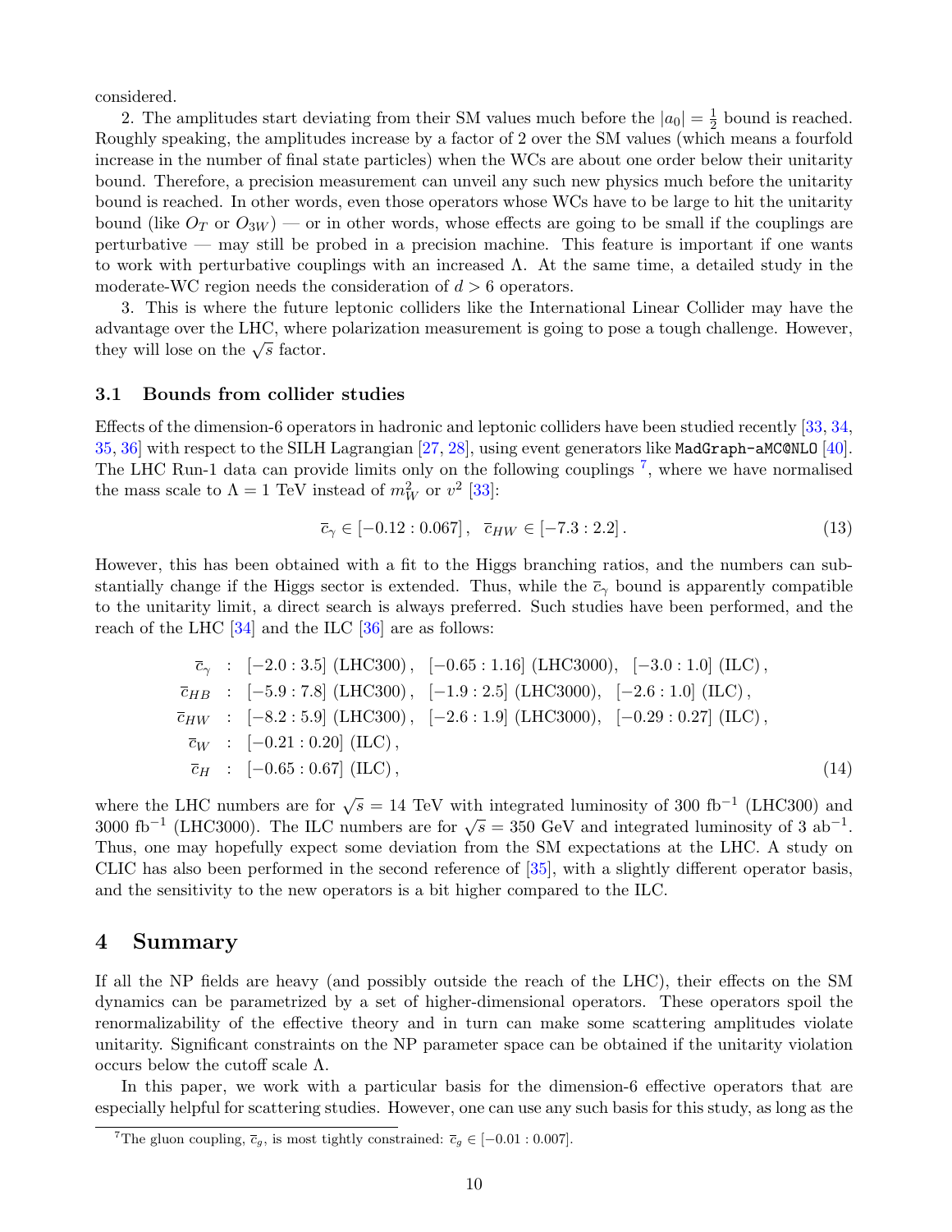considered.

2. The amplitudes start deviating from their SM values much before the $|a_0| = \frac{1}{2}$ bound is reached. Roughly speaking, the amplitudes increase by a factor of 2 over the SM values (which means a fourfold increase in the number of final state particles) when the WCs are about one order below their unitarity bound. Therefore, a precision measurement can unveil any such new physics much before the unitarity bound is reached. In other words, even those operators whose WCs have to be large to hit the unitarity bound (like $O_T$ or $O_{3W}$) — or in other words, whose effects are going to be small if the couplings are perturbative — may still be probed in a precision machine. This feature is important if one wants to work with perturbative couplings with an increased $\Lambda$. At the same time, a detailed study in the moderate-WC region needs the consideration of $d > 6$ operators.

3. This is where the future leptonic colliders like the International Linear Collider may have the advantage over the LHC, where polarization measurement is going to pose a tough challenge. However, they will lose on the $\sqrt{s}$ factor.

### 3.1 Bounds from collider studies

Effects of the dimension-6 operators in hadronic and leptonic colliders have been studied recently [33, 34, 35, 36] with respect to the SILH Lagrangian [27, 28], using event generators like `MadGraph-aMC@NLO` [40]. The LHC Run-1 data can provide limits only on the following couplings [7], where we have normalised the mass scale to $\Lambda = 1$ TeV instead of $m_W^2$ or $v^2$ [33]:

$$\bar{c}_\gamma \in [-0.12 : 0.067] \,, \quad \bar{c}_{HW} \in [-7.3 : 2.2] \,. \tag{13}$$

However, this has been obtained with a fit to the Higgs branching ratios, and the numbers can substantially change if the Higgs sector is extended. Thus, while the $\bar{c}_\gamma$ bound is apparently compatible to the unitarity limit, a direct search is always preferred. Such studies have been performed, and the reach of the LHC [34] and the ILC [36] are as follows:

$$\begin{aligned}
\bar{c}_\gamma &: \ [-2.0 : 3.5] \ (\text{LHC300}) \,, \quad [-0.65 : 1.16] \ (\text{LHC3000}), \quad [-3.0 : 1.0] \ (\text{ILC}) \,, \\
\bar{c}_{HB} &: \ [-5.9 : 7.8] \ (\text{LHC300}) \,, \quad [-1.9 : 2.5] \ (\text{LHC3000}), \quad [-2.6 : 1.0] \ (\text{ILC}) \,, \\
\bar{c}_{HW} &: \ [-8.2 : 5.9] \ (\text{LHC300}) \,, \quad [-2.6 : 1.9] \ (\text{LHC3000}), \quad [-0.29 : 0.27] \ (\text{ILC}) \,, \\
\bar{c}_W &: \ [-0.21 : 0.20] \ (\text{ILC}) \,, \\
\bar{c}_H &: \ [-0.65 : 0.67] \ (\text{ILC}) \,,
\end{aligned} \tag{14}$$

where the LHC numbers are for $\sqrt{s} = 14$ TeV with integrated luminosity of 300 fb$^{-1}$ (LHC300) and 3000 fb$^{-1}$ (LHC3000). The ILC numbers are for $\sqrt{s} = 350$ GeV and integrated luminosity of 3 ab$^{-1}$. Thus, one may hopefully expect some deviation from the SM expectations at the LHC. A study on CLIC has also been performed in the second reference of [35], with a slightly different operator basis, and the sensitivity to the new operators is a bit higher compared to the ILC.

## 4 Summary

If all the NP fields are heavy (and possibly outside the reach of the LHC), their effects on the SM dynamics can be parametrized by a set of higher-dimensional operators. These operators spoil the renormalizability of the effective theory and in turn can make some scattering amplitudes violate unitarity. Significant constraints on the NP parameter space can be obtained if the unitarity violation occurs below the cutoff scale $\Lambda$.

In this paper, we work with a particular basis for the dimension-6 effective operators that are especially helpful for scattering studies. However, one can use any such basis for this study, as long as the

[7] The gluon coupling, $\bar{c}_g$, is most tightly constrained: $\bar{c}_g \in [-0.01 : 0.007]$.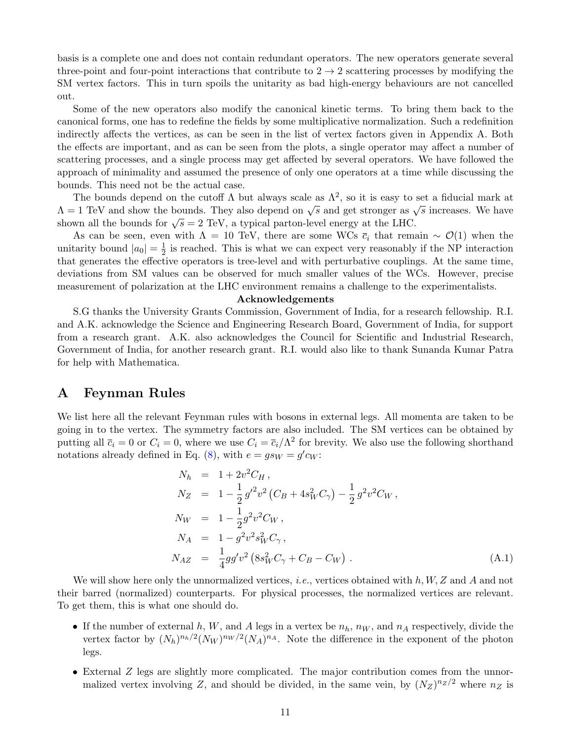basis is a complete one and does not contain redundant operators. The new operators generate several three-point and four-point interactions that contribute to $2 \to 2$ scattering processes by modifying the SM vertex factors. This in turn spoils the unitarity as bad high-energy behaviours are not cancelled out.

Some of the new operators also modify the canonical kinetic terms. To bring them back to the canonical forms, one has to redefine the fields by some multiplicative normalization. Such a redefinition indirectly affects the vertices, as can be seen in the list of vertex factors given in Appendix A. Both the effects are important, and as can be seen from the plots, a single operator may affect a number of scattering processes, and a single process may get affected by several operators. We have followed the approach of minimality and assumed the presence of only one operators at a time while discussing the bounds. This need not be the actual case.

The bounds depend on the cutoff $\Lambda$ but always scale as $\Lambda^2$, so it is easy to set a fiducial mark at $\Lambda = 1$ TeV and show the bounds. They also depend on $\sqrt{s}$ and get stronger as $\sqrt{s}$ increases. We have shown all the bounds for $\sqrt{s} = 2$ TeV, a typical parton-level energy at the LHC.

As can be seen, even with $\Lambda = 10$ TeV, there are some WCs $\bar{c}_i$ that remain $\sim \mathcal{O}(1)$ when the unitarity bound $|a_0| = \frac{1}{2}$ is reached. This is what we can expect very reasonably if the NP interaction that generates the effective operators is tree-level and with perturbative couplings. At the same time, deviations from SM values can be observed for much smaller values of the WCs. However, precise measurement of polarization at the LHC environment remains a challenge to the experimentalists.

**Acknowledgements**

S.G thanks the University Grants Commission, Government of India, for a research fellowship. R.I. and A.K. acknowledge the Science and Engineering Research Board, Government of India, for support from a research grant. A.K. also acknowledges the Council for Scientific and Industrial Research, Government of India, for another research grant. R.I. would also like to thank Sunanda Kumar Patra for help with Mathematica.

# A Feynman Rules

We list here all the relevant Feynman rules with bosons in external legs. All momenta are taken to be going in to the vertex. The symmetry factors are also included. The SM vertices can be obtained by putting all $\bar{c}_i = 0$ or $C_i = 0$, where we use $C_i = \bar{c}_i/\Lambda^2$ for brevity. We also use the following shorthand notations already defined in Eq. (8), with $e = g s_W = g' c_W$:

$$
\begin{aligned}
N_h &= 1 + 2v^2 C_H \,, \\
N_Z &= 1 - \frac{1}{2} g'^2 v^2 \left( C_B + 4 s_W^2 C_\gamma \right) - \frac{1}{2} g^2 v^2 C_W \,, \\
N_W &= 1 - \frac{1}{2} g^2 v^2 C_W \,, \\
N_A &= 1 - g^2 v^2 s_W^2 C_\gamma \,, \\
N_{AZ} &= \frac{1}{4} g g' v^2 \left( 8 s_W^2 C_\gamma + C_B - C_W \right) \,.
\end{aligned}
\tag{A.1}
$$

We will show here only the unnormalized vertices, *i.e.*, vertices obtained with $h, W, Z$ and $A$ and not their barred (normalized) counterparts. For physical processes, the normalized vertices are relevant. To get them, this is what one should do.

- If the number of external $h$, $W$, and $A$ legs in a vertex be $n_h$, $n_W$, and $n_A$ respectively, divide the vertex factor by $(N_h)^{n_h/2} (N_W)^{n_W/2} (N_A)^{n_A}$. Note the difference in the exponent of the photon legs.
- External $Z$ legs are slightly more complicated. The major contribution comes from the unnormalized vertex involving $Z$, and should be divided, in the same vein, by $(N_Z)^{n_Z/2}$ where $n_Z$ is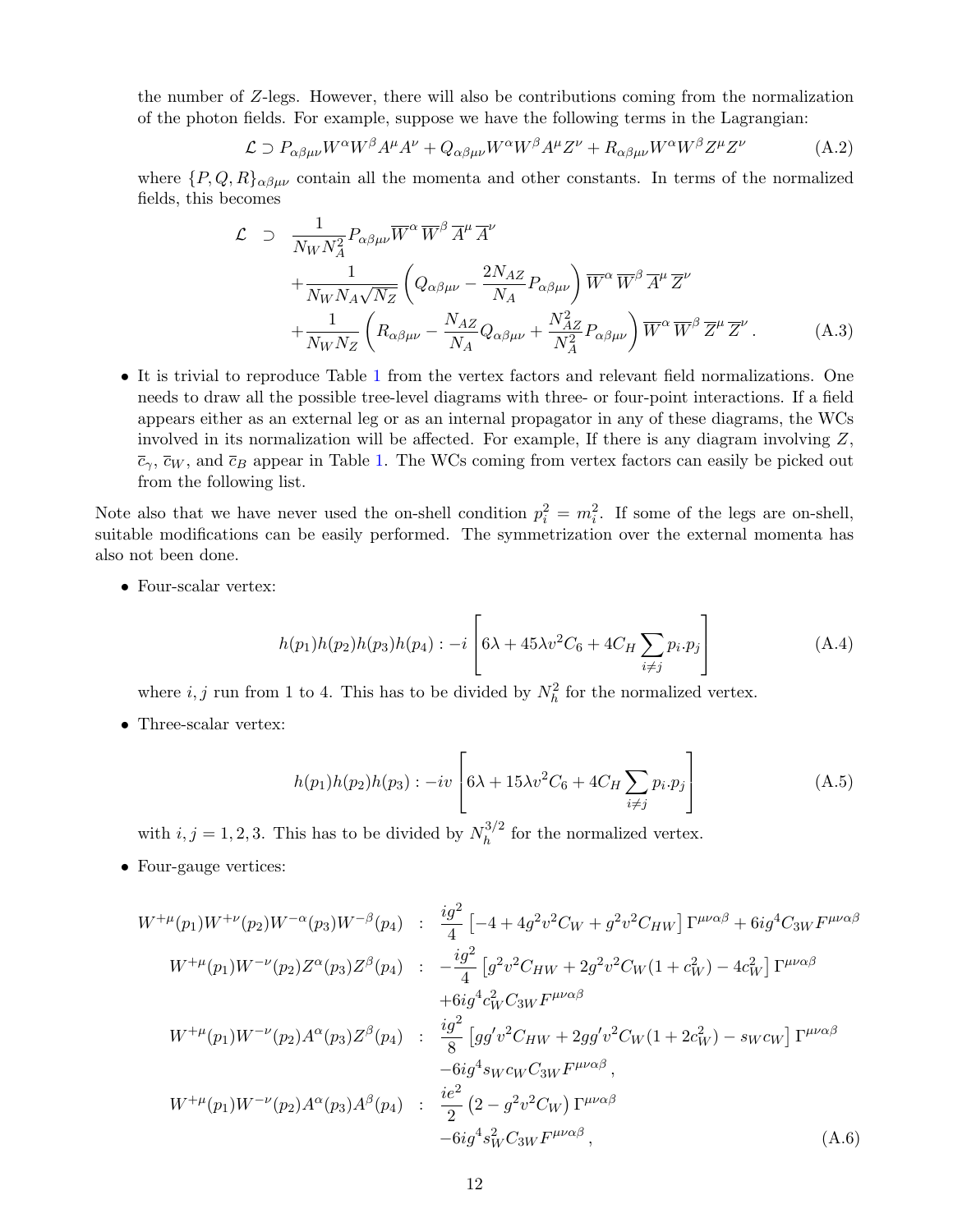the number of $Z$-legs. However, there will also be contributions coming from the normalization of the photon fields. For example, suppose we have the following terms in the Lagrangian:

$$\mathcal{L} \supset P_{\alpha\beta\mu\nu} W^\alpha W^\beta A^\mu A^\nu + Q_{\alpha\beta\mu\nu} W^\alpha W^\beta A^\mu Z^\nu + R_{\alpha\beta\mu\nu} W^\alpha W^\beta Z^\mu Z^\nu \tag{A.2}$$

where $\{P, Q, R\}_{\alpha\beta\mu\nu}$ contain all the momenta and other constants. In terms of the normalized fields, this becomes

$$\begin{aligned}
\mathcal{L} \;\supset\; & \frac{1}{N_W N_A^2} P_{\alpha\beta\mu\nu} \overline{W}^\alpha\, \overline{W}^\beta\, \overline{A}^\mu\, \overline{A}^\nu \\
& + \frac{1}{N_W N_A \sqrt{N_Z}} \left( Q_{\alpha\beta\mu\nu} - \frac{2N_{AZ}}{N_A} P_{\alpha\beta\mu\nu} \right) \overline{W}^\alpha\, \overline{W}^\beta\, \overline{A}^\mu\, \overline{Z}^\nu \\
& + \frac{1}{N_W N_Z} \left( R_{\alpha\beta\mu\nu} - \frac{N_{AZ}}{N_A} Q_{\alpha\beta\mu\nu} + \frac{N_{AZ}^2}{N_A^2} P_{\alpha\beta\mu\nu} \right) \overline{W}^\alpha\, \overline{W}^\beta\, \overline{Z}^\mu\, \overline{Z}^\nu\,.
\end{aligned} \tag{A.3}$$

- It is trivial to reproduce Table 1 from the vertex factors and relevant field normalizations. One needs to draw all the possible tree-level diagrams with three- or four-point interactions. If a field appears either as an external leg or as an internal propagator in any of these diagrams, the WCs involved in its normalization will be affected. For example, If there is any diagram involving $Z$, $\bar{c}_\gamma$, $\bar{c}_W$, and $\bar{c}_B$ appear in Table 1. The WCs coming from vertex factors can easily be picked out from the following list.

Note also that we have never used the on-shell condition $p_i^2 = m_i^2$. If some of the legs are on-shell, suitable modifications can be easily performed. The symmetrization over the external momenta has also not been done.

- Four-scalar vertex:

$$h(p_1)h(p_2)h(p_3)h(p_4) : -i \left[ 6\lambda + 45\lambda v^2 C_6 + 4C_H \sum_{i \neq j} p_i . p_j \right] \tag{A.4}$$

where $i, j$ run from 1 to 4. This has to be divided by $N_h^2$ for the normalized vertex.

- Three-scalar vertex:

$$h(p_1)h(p_2)h(p_3) : -iv \left[ 6\lambda + 15\lambda v^2 C_6 + 4C_H \sum_{i \neq j} p_i . p_j \right] \tag{A.5}$$

with $i, j = 1, 2, 3$. This has to be divided by $N_h^{3/2}$ for the normalized vertex.

- Four-gauge vertices:

$$\begin{aligned}
W^{+\mu}(p_1)W^{+\nu}(p_2)W^{-\alpha}(p_3)W^{-\beta}(p_4) \;&:\; \frac{ig^2}{4}\left[-4 + 4g^2v^2C_W + g^2v^2C_{HW}\right]\Gamma^{\mu\nu\alpha\beta} + 6ig^4 C_{3W} F^{\mu\nu\alpha\beta} \\
W^{+\mu}(p_1)W^{-\nu}(p_2)Z^{\alpha}(p_3)Z^{\beta}(p_4) \;&:\; -\frac{ig^2}{4}\left[g^2v^2C_{HW} + 2g^2v^2C_W(1+c_W^2) - 4c_W^2\right]\Gamma^{\mu\nu\alpha\beta} \\
&\phantom{:}\;\; + 6ig^4 c_W^2 C_{3W} F^{\mu\nu\alpha\beta} \\
W^{+\mu}(p_1)W^{-\nu}(p_2)A^{\alpha}(p_3)Z^{\beta}(p_4) \;&:\; \frac{ig^2}{8}\left[gg'v^2C_{HW} + 2gg'v^2C_W(1+2c_W^2) - s_Wc_W\right]\Gamma^{\mu\nu\alpha\beta} \\
&\phantom{:}\;\; - 6ig^4 s_W c_W C_{3W} F^{\mu\nu\alpha\beta}\,, \\
W^{+\mu}(p_1)W^{-\nu}(p_2)A^{\alpha}(p_3)A^{\beta}(p_4) \;&:\; \frac{ie^2}{2}\left(2 - g^2v^2C_W\right)\Gamma^{\mu\nu\alpha\beta} \\
&\phantom{:}\;\; - 6ig^4 s_W^2 C_{3W} F^{\mu\nu\alpha\beta}\,,
\end{aligned} \tag{A.6}$$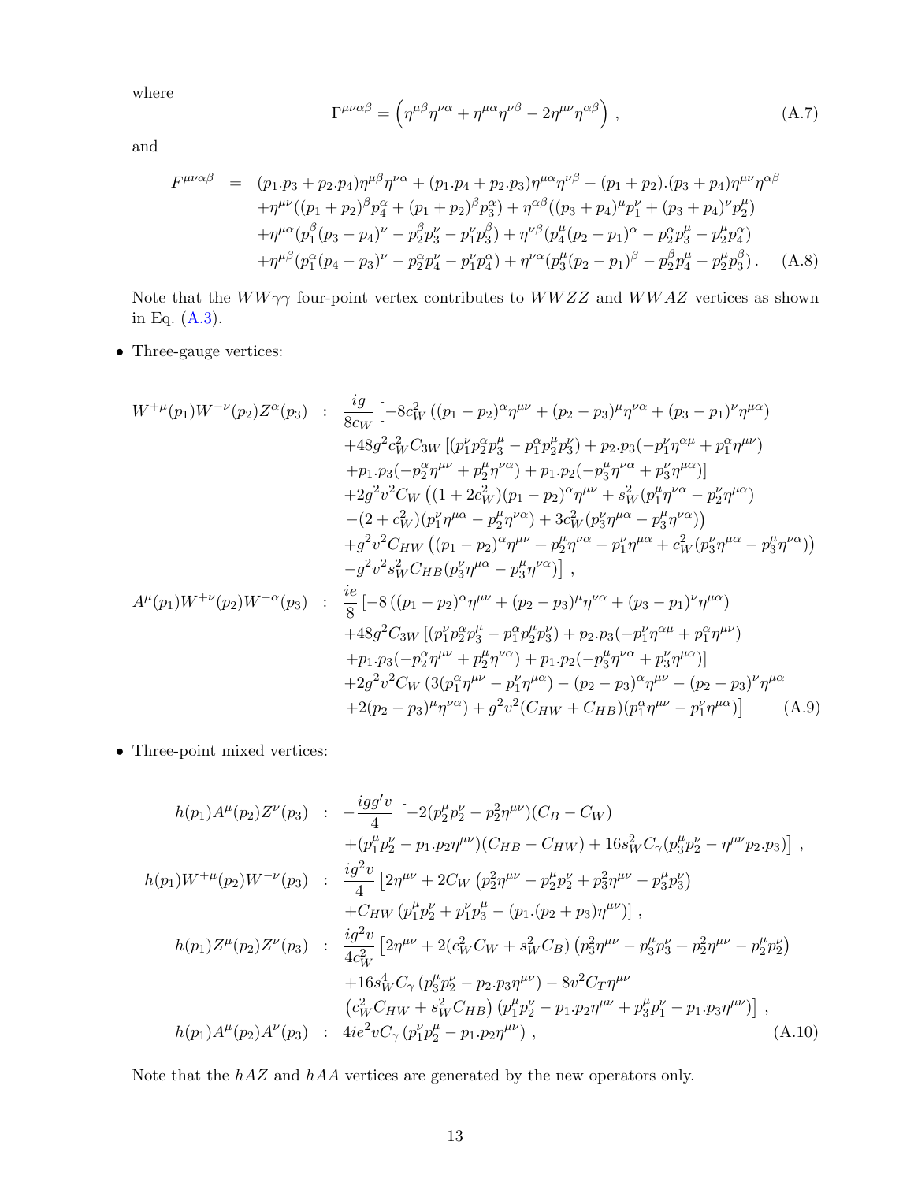where

$$\Gamma^{\mu\nu\alpha\beta} = \left(\eta^{\mu\beta}\eta^{\nu\alpha} + \eta^{\mu\alpha}\eta^{\nu\beta} - 2\eta^{\mu\nu}\eta^{\alpha\beta}\right) , \tag{A.7}$$

and

$$\begin{aligned}
F^{\mu\nu\alpha\beta} \;=\;& (p_1.p_3 + p_2.p_4)\eta^{\mu\beta}\eta^{\nu\alpha} + (p_1.p_4 + p_2.p_3)\eta^{\mu\alpha}\eta^{\nu\beta} - (p_1 + p_2).(p_3 + p_4)\eta^{\mu\nu}\eta^{\alpha\beta} \\
& + \eta^{\mu\nu}((p_1 + p_2)^\beta p_4^\alpha + (p_1 + p_2)^\beta p_3^\alpha) + \eta^{\alpha\beta}((p_3 + p_4)^\mu p_1^\nu + (p_3 + p_4)^\nu p_2^\mu) \\
& + \eta^{\mu\alpha}(p_1^\beta (p_3 - p_4)^\nu - p_2^\beta p_3^\nu - p_1^\nu p_3^\beta) + \eta^{\nu\beta}(p_4^\mu (p_2 - p_1)^\alpha - p_2^\alpha p_3^\mu - p_2^\mu p_4^\alpha) \\
& + \eta^{\mu\beta}(p_1^\alpha (p_4 - p_3)^\nu - p_2^\alpha p_4^\nu - p_1^\nu p_4^\alpha) + \eta^{\nu\alpha}(p_3^\mu (p_2 - p_1)^\beta - p_2^\beta p_4^\mu - p_2^\mu p_3^\beta) .
\end{aligned} \tag{A.8}$$

Note that the $WW\gamma\gamma$ four-point vertex contributes to $WWZZ$ and $WWAZ$ vertices as shown in Eq. (A.3).

- Three-gauge vertices:

$$\begin{aligned}
W^{+\mu}(p_1)W^{-\nu}(p_2)Z^\alpha(p_3) \;:\;& \frac{ig}{8c_W}\Big[-8c_W^2\left((p_1 - p_2)^\alpha\eta^{\mu\nu} + (p_2 - p_3)^\mu\eta^{\nu\alpha} + (p_3 - p_1)^\nu\eta^{\mu\alpha}\right) \\
& + 48g^2c_W^2C_{3W}\left[(p_1^\nu p_2^\alpha p_3^\mu - p_1^\alpha p_2^\mu p_3^\nu) + p_2.p_3(-p_1^\nu\eta^{\alpha\mu} + p_1^\alpha\eta^{\mu\nu})\right. \\
& \left. + p_1.p_3(-p_2^\alpha\eta^{\mu\nu} + p_2^\mu\eta^{\nu\alpha}) + p_1.p_2(-p_3^\mu\eta^{\nu\alpha} + p_3^\nu\eta^{\mu\alpha})\right] \\
& + 2g^2v^2C_W\left((1 + 2c_W^2)(p_1 - p_2)^\alpha\eta^{\mu\nu} + s_W^2(p_1^\mu\eta^{\nu\alpha} - p_2^\nu\eta^{\mu\alpha})\right. \\
& \left. -(2 + c_W^2)(p_1^\nu\eta^{\mu\alpha} - p_2^\mu\eta^{\nu\alpha}) + 3c_W^2(p_3^\nu\eta^{\mu\alpha} - p_3^\mu\eta^{\nu\alpha})\right) \\
& + g^2v^2C_{HW}\left((p_1 - p_2)^\alpha\eta^{\mu\nu} + p_2^\mu\eta^{\nu\alpha} - p_1^\nu\eta^{\mu\alpha} + c_W^2(p_3^\nu\eta^{\mu\alpha} - p_3^\mu\eta^{\nu\alpha})\right) \\
& - g^2v^2s_W^2C_{HB}(p_3^\nu\eta^{\mu\alpha} - p_3^\mu\eta^{\nu\alpha})\Big] , \\
A^\mu(p_1)W^{+\nu}(p_2)W^{-\alpha}(p_3) \;:\;& \frac{ie}{8}\left[-8\left((p_1 - p_2)^\alpha\eta^{\mu\nu} + (p_2 - p_3)^\mu\eta^{\nu\alpha} + (p_3 - p_1)^\nu\eta^{\mu\alpha}\right)\right. \\
& + 48g^2C_{3W}\left[(p_1^\nu p_2^\alpha p_3^\mu - p_1^\alpha p_2^\mu p_3^\nu) + p_2.p_3(-p_1^\nu\eta^{\alpha\mu} + p_1^\alpha\eta^{\mu\nu})\right. \\
& \left. + p_1.p_3(-p_2^\alpha\eta^{\mu\nu} + p_2^\mu\eta^{\nu\alpha}) + p_1.p_2(-p_3^\mu\eta^{\nu\alpha} + p_3^\nu\eta^{\mu\alpha})\right] \\
& + 2g^2v^2C_W\left(3(p_1^\alpha\eta^{\mu\nu} - p_1^\nu\eta^{\mu\alpha}) - (p_2 - p_3)^\alpha\eta^{\mu\nu} - (p_2 - p_3)^\nu\eta^{\mu\alpha}\right. \\
& \left.\left. + 2(p_2 - p_3)^\mu\eta^{\nu\alpha}\right) + g^2v^2(C_{HW} + C_{HB})(p_1^\alpha\eta^{\mu\nu} - p_1^\nu\eta^{\mu\alpha})\right]
\end{aligned} \tag{A.9}$$

- Three-point mixed vertices:

$$\begin{aligned}
h(p_1)A^\mu(p_2)Z^\nu(p_3) \;:\;& -\frac{igg'v}{4}\left[-2(p_2^\mu p_2^\nu - p_2^2\eta^{\mu\nu})(C_B - C_W)\right. \\
& \left. + (p_1^\mu p_2^\nu - p_1.p_2\eta^{\mu\nu})(C_{HB} - C_{HW}) + 16s_W^2C_\gamma(p_3^\mu p_2^\nu - \eta^{\mu\nu}p_2.p_3)\right] , \\
h(p_1)W^{+\mu}(p_2)W^{-\nu}(p_3) \;:\;& \frac{ig^2v}{4}\left[2\eta^{\mu\nu} + 2C_W\left(p_2^2\eta^{\mu\nu} - p_2^\mu p_2^\nu + p_3^2\eta^{\mu\nu} - p_3^\mu p_3^\nu\right)\right. \\
& \left. + C_{HW}\left(p_1^\mu p_2^\nu + p_1^\nu p_3^\mu - (p_1.(p_2 + p_3)\eta^{\mu\nu})\right)\right] , \\
h(p_1)Z^\mu(p_2)Z^\nu(p_3) \;:\;& \frac{ig^2v}{4c_W^2}\left[2\eta^{\mu\nu} + 2(c_W^2C_W + s_W^2C_B)\left(p_3^2\eta^{\mu\nu} - p_3^\mu p_3^\nu + p_2^2\eta^{\mu\nu} - p_2^\mu p_2^\nu\right)\right. \\
& + 16s_W^4C_\gamma\left(p_3^\mu p_2^\nu - p_2.p_3\eta^{\mu\nu}\right) - 8v^2C_T\eta^{\mu\nu} \\
& \left. \left(c_W^2C_{HW} + s_W^2C_{HB}\right)\left(p_1^\mu p_2^\nu - p_1.p_2\eta^{\mu\nu} + p_3^\mu p_1^\nu - p_1.p_3\eta^{\mu\nu}\right)\right] , \\
h(p_1)A^\mu(p_2)A^\nu(p_3) \;:\;& 4ie^2vC_\gamma\left(p_1^\nu p_2^\mu - p_1.p_2\eta^{\mu\nu}\right) ,
\end{aligned} \tag{A.10}$$

Note that the $hAZ$ and $hAA$ vertices are generated by the new operators only.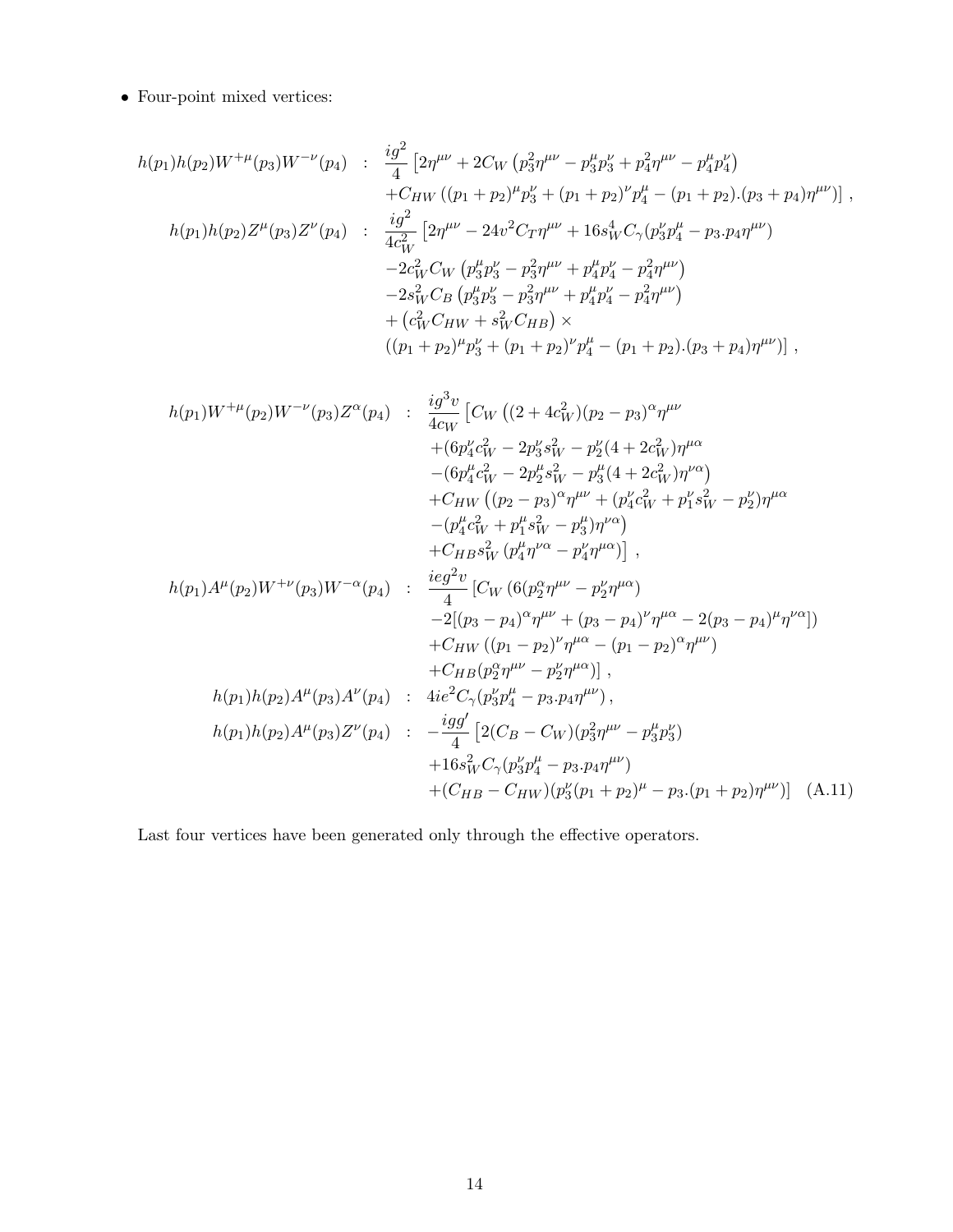- Four-point mixed vertices:

$$
\begin{aligned}
h(p_1)h(p_2)W^{+\mu}(p_3)W^{-\nu}(p_4) \quad &: \quad \frac{ig^2}{4}\left[2\eta^{\mu\nu} + 2C_W\left(p_3^2\eta^{\mu\nu} - p_3^\mu p_3^\nu + p_4^2\eta^{\mu\nu} - p_4^\mu p_4^\nu\right)\right. \\
&\quad \left. + C_{HW}\left((p_1+p_2)^\mu p_3^\nu + (p_1+p_2)^\nu p_4^\mu - (p_1+p_2).(p_3+p_4)\eta^{\mu\nu}\right)\right] , \\
h(p_1)h(p_2)Z^\mu(p_3)Z^\nu(p_4) \quad &: \quad \frac{ig^2}{4c_W^2}\left[2\eta^{\mu\nu} - 24v^2C_T\eta^{\mu\nu} + 16s_W^4 C_\gamma(p_3^\nu p_4^\mu - p_3.p_4\eta^{\mu\nu})\right. \\
&\quad -2c_W^2 C_W\left(p_3^\mu p_3^\nu - p_3^2\eta^{\mu\nu} + p_4^\mu p_4^\nu - p_4^2\eta^{\mu\nu}\right) \\
&\quad -2s_W^2 C_B\left(p_3^\mu p_3^\nu - p_3^2\eta^{\mu\nu} + p_4^\mu p_4^\nu - p_4^2\eta^{\mu\nu}\right) \\
&\quad +\left(c_W^2 C_{HW} + s_W^2 C_{HB}\right)\times \\
&\quad \left.\left((p_1+p_2)^\mu p_3^\nu + (p_1+p_2)^\nu p_4^\mu - (p_1+p_2).(p_3+p_4)\eta^{\mu\nu}\right)\right] ,
\end{aligned}
$$

$$
\begin{aligned}
h(p_1)W^{+\mu}(p_2)W^{-\nu}(p_3)Z^\alpha(p_4) \quad &: \quad \frac{ig^3v}{4c_W}\left[C_W\left((2+4c_W^2)(p_2-p_3)^\alpha\eta^{\mu\nu}\right.\right. \\
&\quad +(6p_4^\nu c_W^2 - 2p_3^\nu s_W^2 - p_2^\nu(4+2c_W^2))\eta^{\mu\alpha} \\
&\quad \left. -(6p_4^\mu c_W^2 - 2p_2^\mu s_W^2 - p_3^\mu(4+2c_W^2))\eta^{\nu\alpha}\right) \\
&\quad +C_{HW}\left((p_2-p_3)^\alpha\eta^{\mu\nu} + (p_4^\nu c_W^2 + p_1^\nu s_W^2 - p_2^\nu)\eta^{\mu\alpha}\right. \\
&\quad \left. -(p_4^\mu c_W^2 + p_1^\mu s_W^2 - p_3^\mu)\eta^{\nu\alpha}\right) \\
&\quad \left. +C_{HB}s_W^2\left(p_4^\mu\eta^{\nu\alpha} - p_4^\nu\eta^{\mu\alpha}\right)\right] , \\
h(p_1)A^\mu(p_2)W^{+\nu}(p_3)W^{-\alpha}(p_4) \quad &: \quad \frac{ieg^2v}{4}\left[C_W\left(6(p_2^\alpha\eta^{\mu\nu} - p_2^\nu\eta^{\mu\alpha})\right.\right. \\
&\quad \left. -2[(p_3-p_4)^\alpha\eta^{\mu\nu} + (p_3-p_4)^\nu\eta^{\mu\alpha} - 2(p_3-p_4)^\mu\eta^{\nu\alpha}]\right) \\
&\quad +C_{HW}\left((p_1-p_2)^\nu\eta^{\mu\alpha} - (p_1-p_2)^\alpha\eta^{\mu\nu}\right) \\
&\quad \left. +C_{HB}(p_2^\alpha\eta^{\mu\nu} - p_2^\nu\eta^{\mu\alpha})\right] , \\
h(p_1)h(p_2)A^\mu(p_3)A^\nu(p_4) \quad &: \quad 4ie^2C_\gamma(p_3^\nu p_4^\mu - p_3.p_4\eta^{\mu\nu}) , \\
h(p_1)h(p_2)A^\mu(p_3)Z^\nu(p_4) \quad &: \quad -\frac{igg'}{4}\left[2(C_B - C_W)(p_3^2\eta^{\mu\nu} - p_3^\mu p_3^\nu)\right. \\
&\quad +16s_W^2 C_\gamma(p_3^\nu p_4^\mu - p_3.p_4\eta^{\mu\nu}) \\
&\quad \left. +(C_{HB} - C_{HW})(p_3^\nu(p_1+p_2)^\mu - p_3.(p_1+p_2)\eta^{\mu\nu})\right] \quad \text{(A.11)}
\end{aligned}
$$

Last four vertices have been generated only through the effective operators.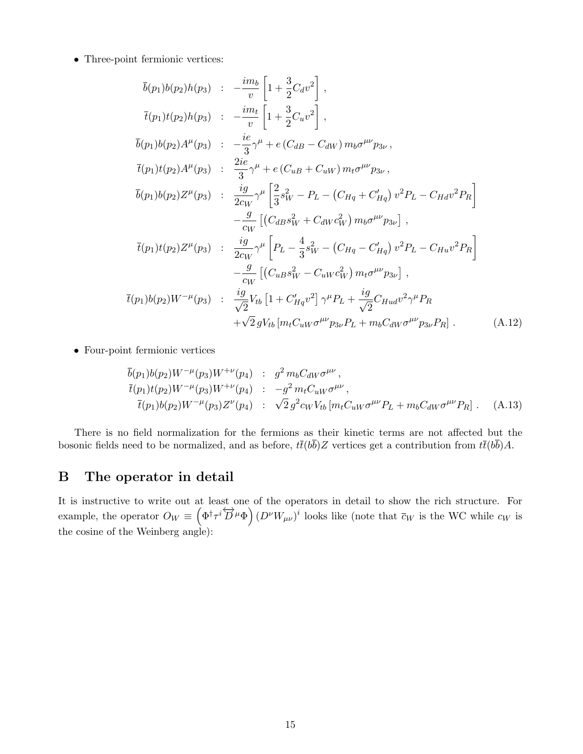- Three-point fermionic vertices:

$$
\begin{aligned}
\bar{b}(p_1)b(p_2)h(p_3) &: -\frac{im_b}{v}\left[1+\frac{3}{2}C_d v^2\right], \\
\bar{t}(p_1)t(p_2)h(p_3) &: -\frac{im_t}{v}\left[1+\frac{3}{2}C_u v^2\right], \\
\bar{b}(p_1)b(p_2)A^\mu(p_3) &: -\frac{ie}{3}\gamma^\mu + e\left(C_{dB}-C_{dW}\right)m_b\sigma^{\mu\nu}p_{3\nu}, \\
\bar{t}(p_1)t(p_2)A^\mu(p_3) &: \frac{2ie}{3}\gamma^\mu + e\left(C_{uB}+C_{uW}\right)m_t\sigma^{\mu\nu}p_{3\nu}, \\
\bar{b}(p_1)b(p_2)Z^\mu(p_3) &: \frac{ig}{2c_W}\gamma^\mu\left[\frac{2}{3}s_W^2 - P_L - \left(C_{Hq}+C'_{Hq}\right)v^2P_L - C_{Hd}v^2P_R\right] \\
&\quad -\frac{g}{c_W}\left[\left(C_{dB}s_W^2 + C_{dW}c_W^2\right)m_b\sigma^{\mu\nu}p_{3\nu}\right], \\
\bar{t}(p_1)t(p_2)Z^\mu(p_3) &: \frac{ig}{2c_W}\gamma^\mu\left[P_L - \frac{4}{3}s_W^2 - \left(C_{Hq}-C'_{Hq}\right)v^2P_L - C_{Hu}v^2P_R\right] \\
&\quad -\frac{g}{c_W}\left[\left(C_{uB}s_W^2 - C_{uW}c_W^2\right)m_t\sigma^{\mu\nu}p_{3\nu}\right], \\
\bar{t}(p_1)b(p_2)W^{-\mu}(p_3) &: \frac{ig}{\sqrt{2}}V_{tb}\left[1+C'_{Hq}v^2\right]\gamma^\mu P_L + \frac{ig}{\sqrt{2}}C_{Hud}v^2\gamma^\mu P_R \\
&\quad +\sqrt{2}\,gV_{tb}\left[m_tC_{uW}\sigma^{\mu\nu}p_{3\nu}P_L + m_bC_{dW}\sigma^{\mu\nu}p_{3\nu}P_R\right].
\end{aligned}
\tag{A.12}
$$

- Four-point fermionic vertices

$$
\begin{aligned}
\bar{b}(p_1)b(p_2)W^{-\mu}(p_3)W^{+\nu}(p_4) &: g^2\,m_bC_{dW}\sigma^{\mu\nu}, \\
\bar{t}(p_1)t(p_2)W^{-\mu}(p_3)W^{+\nu}(p_4) &: -g^2\,m_tC_{uW}\sigma^{\mu\nu}, \\
\bar{t}(p_1)b(p_2)W^{-\mu}(p_3)Z^\nu(p_4) &: \sqrt{2}\,g^2c_WV_{tb}\left[m_tC_{uW}\sigma^{\mu\nu}P_L + m_bC_{dW}\sigma^{\mu\nu}P_R\right].
\end{aligned}
\tag{A.13}
$$

There is no field normalization for the fermions as their kinetic terms are not affected but the bosonic fields need to be normalized, and as before, $t\bar{t}(b\bar{b})Z$ vertices get a contribution from $t\bar{t}(b\bar{b})A$.

# B The operator in detail

It is instructive to write out at least one of the operators in detail to show the rich structure. For example, the operator $O_W \equiv \left(\Phi^\dagger\tau^i \overleftrightarrow{D}^\mu\Phi\right)\left(D^\nu W_{\mu\nu}\right)^i$ looks like (note that $\bar{c}_W$ is the WC while $c_W$ is the cosine of the Weinberg angle):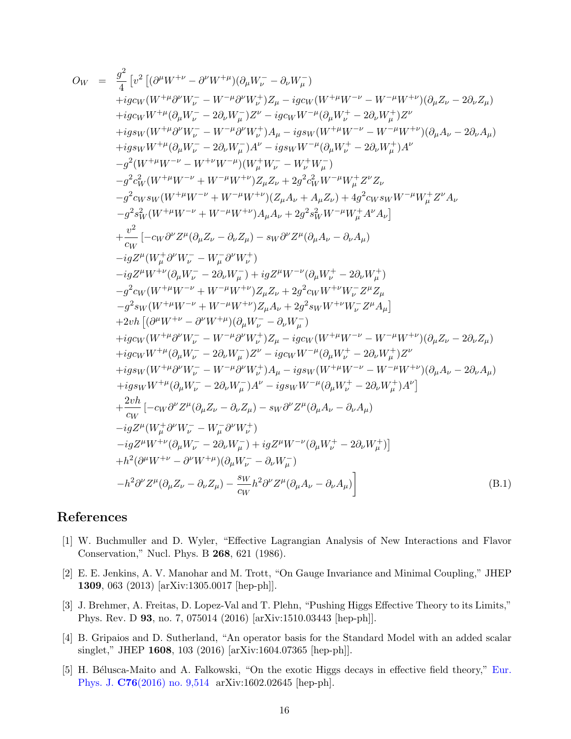$$
\begin{aligned}
O_W \;=\; & \frac{g^2}{4}\Big[v^2\big[(\partial^\mu W^{+\nu}-\partial^\nu W^{+\mu})(\partial_\mu W^-_\nu-\partial_\nu W^-_\mu) \\
& +igc_W(W^{+\mu}\partial^\nu W^-_\nu - W^{-\mu}\partial^\nu W^+_\nu)Z_\mu - igc_W(W^{+\mu}W^{-\nu}-W^{-\mu}W^{+\nu})(\partial_\mu Z_\nu - 2\partial_\nu Z_\mu) \\
& +igc_W W^{+\mu}(\partial_\mu W^-_\nu - 2\partial_\nu W^-_\mu)Z^\nu - igc_W W^{-\mu}(\partial_\mu W^+_\nu - 2\partial_\nu W^+_\mu)Z^\nu \\
& +igs_W(W^{+\mu}\partial^\nu W^-_\nu - W^{-\mu}\partial^\nu W^+_\nu)A_\mu - igs_W(W^{+\mu}W^{-\nu}-W^{-\mu}W^{+\nu})(\partial_\mu A_\nu - 2\partial_\nu A_\mu) \\
& +igs_W W^{+\mu}(\partial_\mu W^-_\nu - 2\partial_\nu W^-_\mu)A^\nu - igs_W W^{-\mu}(\partial_\mu W^+_\nu - 2\partial_\nu W^+_\mu)A^\nu \\
& -g^2(W^{+\mu}W^{-\nu}-W^{+\nu}W^{-\mu})(W^+_\mu W^-_\nu - W^+_\nu W^-_\mu) \\
& -g^2c_W^2(W^{+\mu}W^{-\nu}+W^{-\mu}W^{+\nu})Z_\mu Z_\nu + 2g^2c_W^2 W^{-\mu}W^+_\mu Z^\nu Z_\nu \\
& -g^2c_W s_W(W^{+\mu}W^{-\nu}+W^{-\mu}W^{+\nu})(Z_\mu A_\nu + A_\mu Z_\nu) + 4g^2c_W s_W W^{-\mu}W^+_\mu Z^\nu A_\nu \\
& -g^2s_W^2(W^{+\mu}W^{-\nu}+W^{-\mu}W^{+\nu})A_\mu A_\nu + 2g^2s_W^2 W^{-\mu}W^+_\mu A^\nu A_\nu\big] \\
& +\frac{v^2}{c_W}\big[-c_W\partial^\nu Z^\mu(\partial_\mu Z_\nu - \partial_\nu Z_\mu) - s_W\partial^\nu Z^\mu(\partial_\mu A_\nu - \partial_\nu A_\mu) \\
& -igZ^\mu(W^+_\mu\partial^\nu W^-_\nu - W^-_\mu\partial^\nu W^+_\nu) \\
& -igZ^\mu W^{+\nu}(\partial_\mu W^-_\nu - 2\partial_\nu W^-_\mu) + igZ^\mu W^{-\nu}(\partial_\mu W^+_\nu - 2\partial_\nu W^+_\mu) \\
& -g^2c_W(W^{+\mu}W^{-\nu}+W^{-\mu}W^{+\nu})Z_\mu Z_\nu + 2g^2c_W W^{+\nu}W^-_\nu Z^\mu Z_\mu \\
& -g^2s_W(W^{+\mu}W^{-\nu}+W^{-\mu}W^{+\nu})Z_\mu A_\nu + 2g^2s_W W^{+\nu}W^-_\nu Z^\mu A_\mu\big] \\
& +2vh\big[(\partial^\mu W^{+\nu}-\partial^\nu W^{+\mu})(\partial_\mu W^-_\nu-\partial_\nu W^-_\mu) \\
& +igc_W(W^{+\mu}\partial^\nu W^-_\nu - W^{-\mu}\partial^\nu W^+_\nu)Z_\mu - igc_W(W^{+\mu}W^{-\nu}-W^{-\mu}W^{+\nu})(\partial_\mu Z_\nu - 2\partial_\nu Z_\mu) \\
& +igc_W W^{+\mu}(\partial_\mu W^-_\nu - 2\partial_\nu W^-_\mu)Z^\nu - igc_W W^{-\mu}(\partial_\mu W^+_\nu - 2\partial_\nu W^+_\mu)Z^\nu \\
& +igs_W(W^{+\mu}\partial^\nu W^-_\nu - W^{-\mu}\partial^\nu W^+_\nu)A_\mu - igs_W(W^{+\mu}W^{-\nu}-W^{-\mu}W^{+\nu})(\partial_\mu A_\nu - 2\partial_\nu A_\mu) \\
& +igs_W W^{+\mu}(\partial_\mu W^-_\nu - 2\partial_\nu W^-_\mu)A^\nu - igs_W W^{-\mu}(\partial_\mu W^+_\nu - 2\partial_\nu W^+_\mu)A^\nu\big] \\
& +\frac{2vh}{c_W}\big[-c_W\partial^\nu Z^\mu(\partial_\mu Z_\nu - \partial_\nu Z_\mu) - s_W\partial^\nu Z^\mu(\partial_\mu A_\nu - \partial_\nu A_\mu) \\
& -igZ^\mu(W^+_\mu\partial^\nu W^-_\nu - W^-_\mu\partial^\nu W^+_\nu) \\
& -igZ^\mu W^{+\nu}(\partial_\mu W^-_\nu - 2\partial_\nu W^-_\mu) + igZ^\mu W^{-\nu}(\partial_\mu W^+_\nu - 2\partial_\nu W^+_\mu)\big] \\
& +h^2(\partial^\mu W^{+\nu}-\partial^\nu W^{+\mu})(\partial_\mu W^-_\nu-\partial_\nu W^-_\mu) \\
& -h^2\partial^\nu Z^\mu(\partial_\mu Z_\nu - \partial_\nu Z_\mu) - \frac{s_W}{c_W}h^2\partial^\nu Z^\mu(\partial_\mu A_\nu - \partial_\nu A_\mu)\Big] \qquad \text{(B.1)}
\end{aligned}
$$

# References

[1] W. Buchmuller and D. Wyler, "Effective Lagrangian Analysis of New Interactions and Flavor Conservation," Nucl. Phys. B **268**, 621 (1986).

[2] E. E. Jenkins, A. V. Manohar and M. Trott, "On Gauge Invariance and Minimal Coupling," JHEP **1309**, 063 (2013) [arXiv:1305.0017 [hep-ph]].

[3] J. Brehmer, A. Freitas, D. Lopez-Val and T. Plehn, "Pushing Higgs Effective Theory to its Limits," Phys. Rev. D **93**, no. 7, 075014 (2016) [arXiv:1510.03443 [hep-ph]].

[4] B. Gripaios and D. Sutherland, "An operator basis for the Standard Model with an added scalar singlet," JHEP **1608**, 103 (2016) [arXiv:1604.07365 [hep-ph]].

[5] H. Bélusca-Maito and A. Falkowski, "On the exotic Higgs decays in effective field theory," Eur. Phys. J. **C76**(2016) no. 9,514 arXiv:1602.02645 [hep-ph].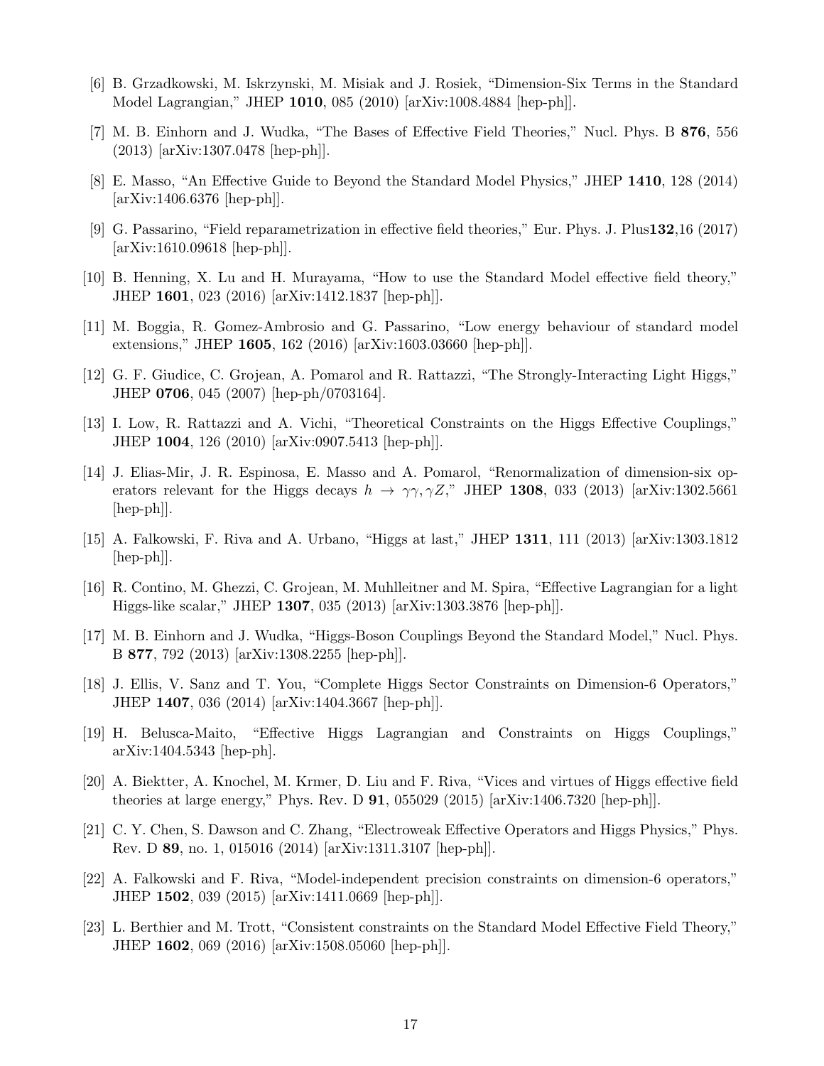[6] B. Grzadkowski, M. Iskrzynski, M. Misiak and J. Rosiek, "Dimension-Six Terms in the Standard Model Lagrangian," JHEP **1010**, 085 (2010) [arXiv:1008.4884 [hep-ph]].

[7] M. B. Einhorn and J. Wudka, "The Bases of Effective Field Theories," Nucl. Phys. B **876**, 556 (2013) [arXiv:1307.0478 [hep-ph]].

[8] E. Masso, "An Effective Guide to Beyond the Standard Model Physics," JHEP **1410**, 128 (2014) [arXiv:1406.6376 [hep-ph]].

[9] G. Passarino, "Field reparametrization in effective field theories," Eur. Phys. J. Plus**132**,16 (2017) [arXiv:1610.09618 [hep-ph]].

[10] B. Henning, X. Lu and H. Murayama, "How to use the Standard Model effective field theory," JHEP **1601**, 023 (2016) [arXiv:1412.1837 [hep-ph]].

[11] M. Boggia, R. Gomez-Ambrosio and G. Passarino, "Low energy behaviour of standard model extensions," JHEP **1605**, 162 (2016) [arXiv:1603.03660 [hep-ph]].

[12] G. F. Giudice, C. Grojean, A. Pomarol and R. Rattazzi, "The Strongly-Interacting Light Higgs," JHEP **0706**, 045 (2007) [hep-ph/0703164].

[13] I. Low, R. Rattazzi and A. Vichi, "Theoretical Constraints on the Higgs Effective Couplings," JHEP **1004**, 126 (2010) [arXiv:0907.5413 [hep-ph]].

[14] J. Elias-Mir, J. R. Espinosa, E. Masso and A. Pomarol, "Renormalization of dimension-six operators relevant for the Higgs decays $h \to \gamma\gamma, \gamma Z$," JHEP **1308**, 033 (2013) [arXiv:1302.5661 [hep-ph]].

[15] A. Falkowski, F. Riva and A. Urbano, "Higgs at last," JHEP **1311**, 111 (2013) [arXiv:1303.1812 [hep-ph]].

[16] R. Contino, M. Ghezzi, C. Grojean, M. Muhlleitner and M. Spira, "Effective Lagrangian for a light Higgs-like scalar," JHEP **1307**, 035 (2013) [arXiv:1303.3876 [hep-ph]].

[17] M. B. Einhorn and J. Wudka, "Higgs-Boson Couplings Beyond the Standard Model," Nucl. Phys. B **877**, 792 (2013) [arXiv:1308.2255 [hep-ph]].

[18] J. Ellis, V. Sanz and T. You, "Complete Higgs Sector Constraints on Dimension-6 Operators," JHEP **1407**, 036 (2014) [arXiv:1404.3667 [hep-ph]].

[19] H. Belusca-Maito, "Effective Higgs Lagrangian and Constraints on Higgs Couplings," arXiv:1404.5343 [hep-ph].

[20] A. Biektter, A. Knochel, M. Krmer, D. Liu and F. Riva, "Vices and virtues of Higgs effective field theories at large energy," Phys. Rev. D **91**, 055029 (2015) [arXiv:1406.7320 [hep-ph]].

[21] C. Y. Chen, S. Dawson and C. Zhang, "Electroweak Effective Operators and Higgs Physics," Phys. Rev. D **89**, no. 1, 015016 (2014) [arXiv:1311.3107 [hep-ph]].

[22] A. Falkowski and F. Riva, "Model-independent precision constraints on dimension-6 operators," JHEP **1502**, 039 (2015) [arXiv:1411.0669 [hep-ph]].

[23] L. Berthier and M. Trott, "Consistent constraints on the Standard Model Effective Field Theory," JHEP **1602**, 069 (2016) [arXiv:1508.05060 [hep-ph]].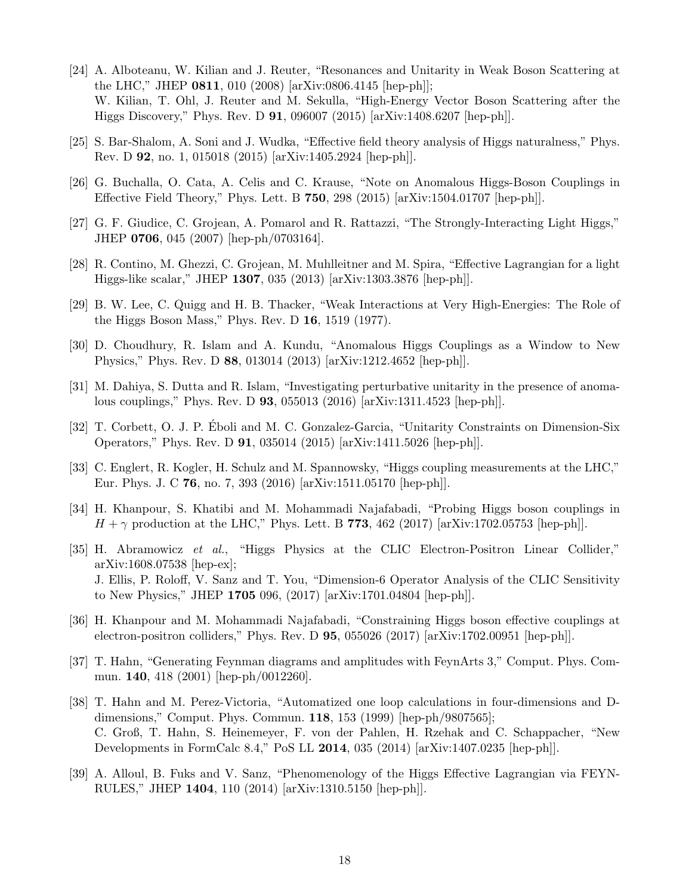[24] A. Alboteanu, W. Kilian and J. Reuter, "Resonances and Unitarity in Weak Boson Scattering at the LHC," JHEP **0811**, 010 (2008) [arXiv:0806.4145 [hep-ph]];
W. Kilian, T. Ohl, J. Reuter and M. Sekulla, "High-Energy Vector Boson Scattering after the Higgs Discovery," Phys. Rev. D **91**, 096007 (2015) [arXiv:1408.6207 [hep-ph]].

[25] S. Bar-Shalom, A. Soni and J. Wudka, "Effective field theory analysis of Higgs naturalness," Phys. Rev. D **92**, no. 1, 015018 (2015) [arXiv:1405.2924 [hep-ph]].

[26] G. Buchalla, O. Cata, A. Celis and C. Krause, "Note on Anomalous Higgs-Boson Couplings in Effective Field Theory," Phys. Lett. B **750**, 298 (2015) [arXiv:1504.01707 [hep-ph]].

[27] G. F. Giudice, C. Grojean, A. Pomarol and R. Rattazzi, "The Strongly-Interacting Light Higgs," JHEP **0706**, 045 (2007) [hep-ph/0703164].

[28] R. Contino, M. Ghezzi, C. Grojean, M. Muhlleitner and M. Spira, "Effective Lagrangian for a light Higgs-like scalar," JHEP **1307**, 035 (2013) [arXiv:1303.3876 [hep-ph]].

[29] B. W. Lee, C. Quigg and H. B. Thacker, "Weak Interactions at Very High-Energies: The Role of the Higgs Boson Mass," Phys. Rev. D **16**, 1519 (1977).

[30] D. Choudhury, R. Islam and A. Kundu, "Anomalous Higgs Couplings as a Window to New Physics," Phys. Rev. D **88**, 013014 (2013) [arXiv:1212.4652 [hep-ph]].

[31] M. Dahiya, S. Dutta and R. Islam, "Investigating perturbative unitarity in the presence of anomalous couplings," Phys. Rev. D **93**, 055013 (2016) [arXiv:1311.4523 [hep-ph]].

[32] T. Corbett, O. J. P. Éboli and M. C. Gonzalez-Garcia, "Unitarity Constraints on Dimension-Six Operators," Phys. Rev. D **91**, 035014 (2015) [arXiv:1411.5026 [hep-ph]].

[33] C. Englert, R. Kogler, H. Schulz and M. Spannowsky, "Higgs coupling measurements at the LHC," Eur. Phys. J. C **76**, no. 7, 393 (2016) [arXiv:1511.05170 [hep-ph]].

[34] H. Khanpour, S. Khatibi and M. Mohammadi Najafabadi, "Probing Higgs boson couplings in $H + \gamma$ production at the LHC," Phys. Lett. B **773**, 462 (2017) [arXiv:1702.05753 [hep-ph]].

[35] H. Abramowicz *et al.*, "Higgs Physics at the CLIC Electron-Positron Linear Collider," arXiv:1608.07538 [hep-ex];
J. Ellis, P. Roloff, V. Sanz and T. You, "Dimension-6 Operator Analysis of the CLIC Sensitivity to New Physics," JHEP **1705** 096, (2017) [arXiv:1701.04804 [hep-ph]].

[36] H. Khanpour and M. Mohammadi Najafabadi, "Constraining Higgs boson effective couplings at electron-positron colliders," Phys. Rev. D **95**, 055026 (2017) [arXiv:1702.00951 [hep-ph]].

[37] T. Hahn, "Generating Feynman diagrams and amplitudes with FeynArts 3," Comput. Phys. Commun. **140**, 418 (2001) [hep-ph/0012260].

[38] T. Hahn and M. Perez-Victoria, "Automatized one loop calculations in four-dimensions and D-dimensions," Comput. Phys. Commun. **118**, 153 (1999) [hep-ph/9807565];
C. Groß, T. Hahn, S. Heinemeyer, F. von der Pahlen, H. Rzehak and C. Schappacher, "New Developments in FormCalc 8.4," PoS LL **2014**, 035 (2014) [arXiv:1407.0235 [hep-ph]].

[39] A. Alloul, B. Fuks and V. Sanz, "Phenomenology of the Higgs Effective Lagrangian via FEYNRULES," JHEP **1404**, 110 (2014) [arXiv:1310.5150 [hep-ph]].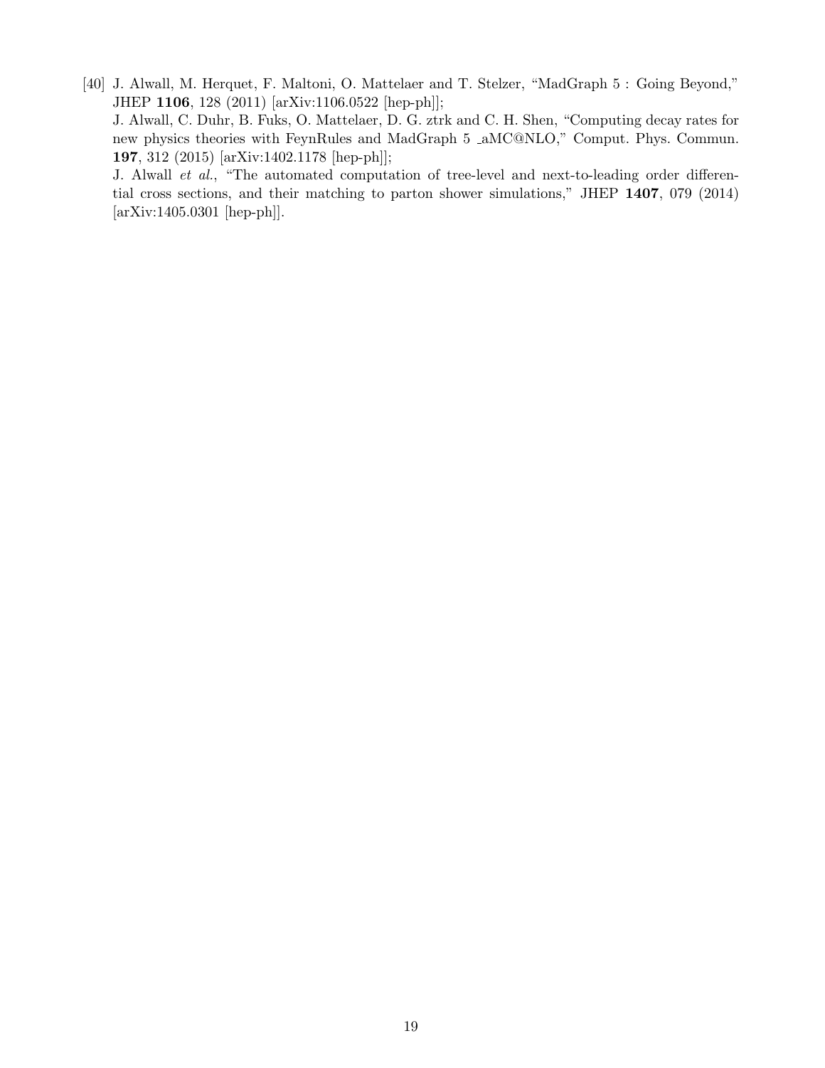[40] J. Alwall, M. Herquet, F. Maltoni, O. Mattelaer and T. Stelzer, "MadGraph 5 : Going Beyond," JHEP **1106**, 128 (2011) [arXiv:1106.0522 [hep-ph]];
J. Alwall, C. Duhr, B. Fuks, O. Mattelaer, D. G. ztrk and C. H. Shen, "Computing decay rates for new physics theories with FeynRules and MadGraph 5 _aMC@NLO," Comput. Phys. Commun. **197**, 312 (2015) [arXiv:1402.1178 [hep-ph]];
J. Alwall *et al.*, "The automated computation of tree-level and next-to-leading order differential cross sections, and their matching to parton shower simulations," JHEP **1407**, 079 (2014) [arXiv:1405.0301 [hep-ph]].